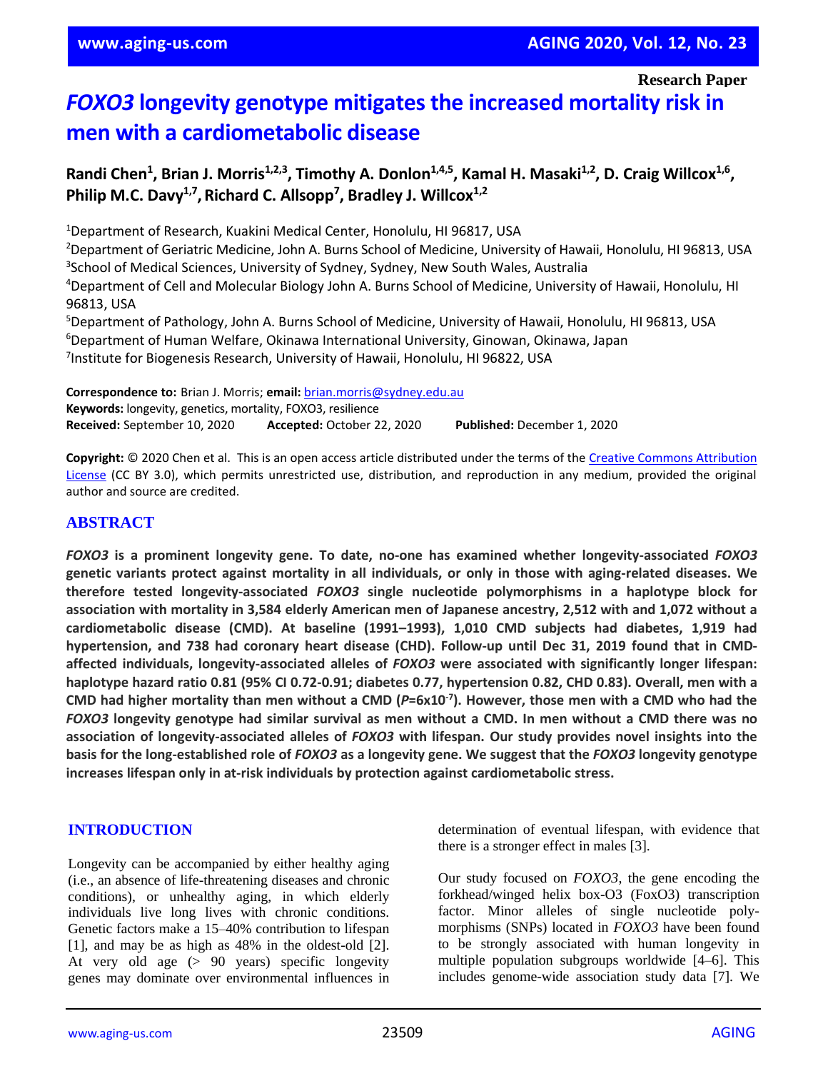Research Paper

# *FOXO3* longevity genotype mitigates the increased mortality risk in men with a cardiometabolic disease

**Randi Chen[1], Brian J. Morris[1,2,3], Timothy A. Donlon[1,4,5], Kamal H. Masaki[1,2], D. Craig Willcox[1,6], Philip M.C. Davy[1,7], Richard C. Allsopp[7], Bradley J. Willcox[1,2]**

[1]Department of Research, Kuakini Medical Center, Honolulu, HI 96817, USA
[2]Department of Geriatric Medicine, John A. Burns School of Medicine, University of Hawaii, Honolulu, HI 96813, USA
[3]School of Medical Sciences, University of Sydney, Sydney, New South Wales, Australia
[4]Department of Cell and Molecular Biology John A. Burns School of Medicine, University of Hawaii, Honolulu, HI 96813, USA
[5]Department of Pathology, John A. Burns School of Medicine, University of Hawaii, Honolulu, HI 96813, USA
[6]Department of Human Welfare, Okinawa International University, Ginowan, Okinawa, Japan
[7]Institute for Biogenesis Research, University of Hawaii, Honolulu, HI 96822, USA

**Correspondence to:** Brian J. Morris; **email:** brian.morris@sydney.edu.au
**Keywords:** longevity, genetics, mortality, FOXO3, resilience
**Received:** September 10, 2020 **Accepted:** October 22, 2020 **Published:** December 1, 2020

**Copyright:** © 2020 Chen et al. This is an open access article distributed under the terms of the Creative Commons Attribution License (CC BY 3.0), which permits unrestricted use, distribution, and reproduction in any medium, provided the original author and source are credited.

## ABSTRACT

***FOXO3* is a prominent longevity gene. To date, no-one has examined whether longevity-associated *FOXO3* genetic variants protect against mortality in all individuals, or only in those with aging-related diseases. We therefore tested longevity-associated *FOXO3* single nucleotide polymorphisms in a haplotype block for association with mortality in 3,584 elderly American men of Japanese ancestry, 2,512 with and 1,072 without a cardiometabolic disease (CMD). At baseline (1991–1993), 1,010 CMD subjects had diabetes, 1,919 had hypertension, and 738 had coronary heart disease (CHD). Follow-up until Dec 31, 2019 found that in CMD-affected individuals, longevity-associated alleles of *FOXO3* were associated with significantly longer lifespan: haplotype hazard ratio 0.81 (95% CI 0.72-0.91; diabetes 0.77, hypertension 0.82, CHD 0.83). Overall, men with a CMD had higher mortality than men without a CMD ($P$=6x10$^{-7}$). However, those men with a CMD who had the *FOXO3* longevity genotype had similar survival as men without a CMD. In men without a CMD there was no association of longevity-associated alleles of *FOXO3* with lifespan. Our study provides novel insights into the basis for the long-established role of *FOXO3* as a longevity gene. We suggest that the *FOXO3* longevity genotype increases lifespan only in at-risk individuals by protection against cardiometabolic stress.**

## INTRODUCTION

Longevity can be accompanied by either healthy aging (i.e., an absence of life-threatening diseases and chronic conditions), or unhealthy aging, in which elderly individuals live long lives with chronic conditions. Genetic factors make a 15–40% contribution to lifespan [1], and may be as high as 48% in the oldest-old [2]. At very old age (> 90 years) specific longevity genes may dominate over environmental influences in determination of eventual lifespan, with evidence that there is a stronger effect in males [3].

Our study focused on *FOXO3*, the gene encoding the forkhead/winged helix box-O3 (FoxO3) transcription factor. Minor alleles of single nucleotide polymorphisms (SNPs) located in *FOXO3* have been found to be strongly associated with human longevity in multiple population subgroups worldwide [4–6]. This includes genome-wide association study data [7]. We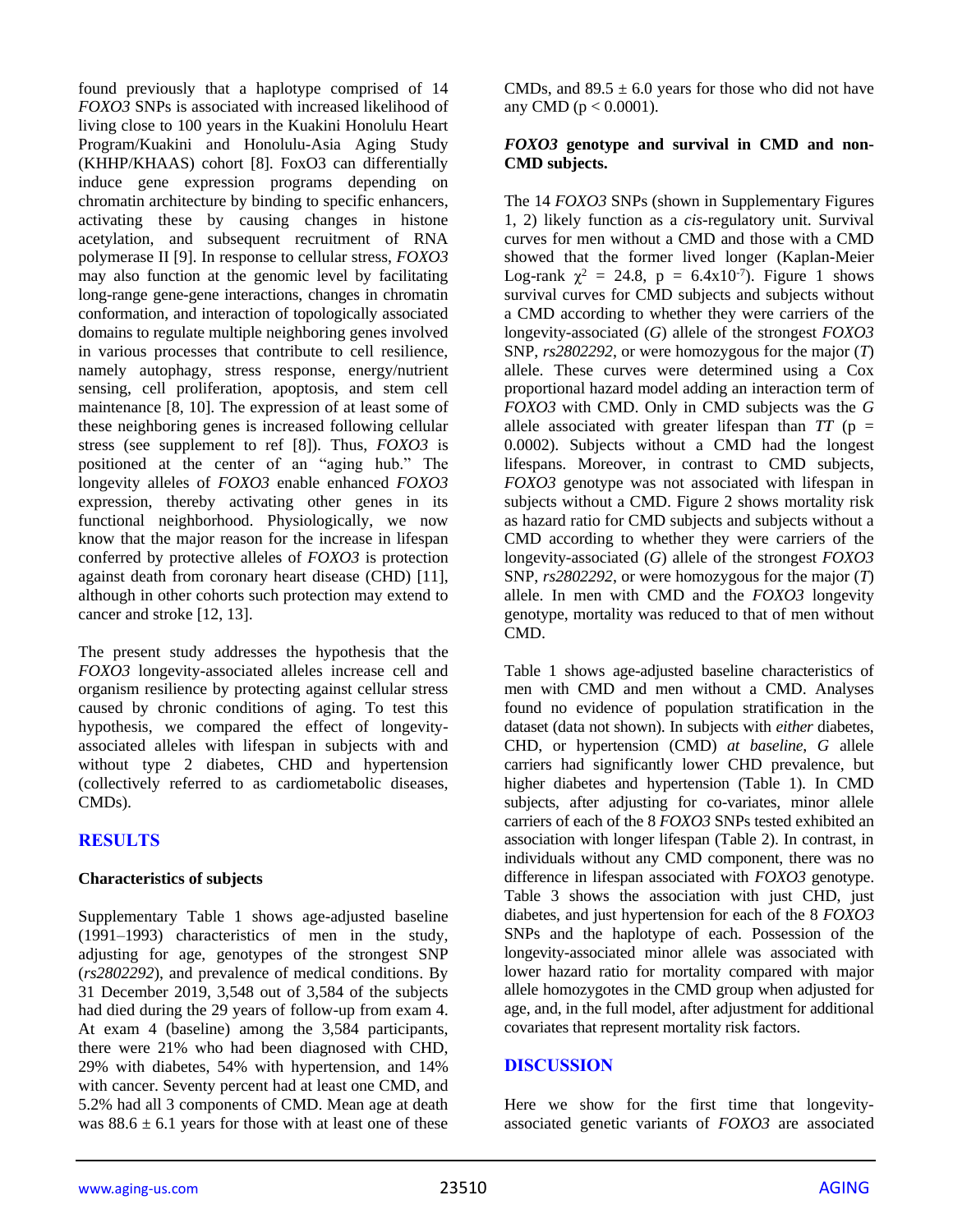found previously that a haplotype comprised of 14 *FOXO3* SNPs is associated with increased likelihood of living close to 100 years in the Kuakini Honolulu Heart Program/Kuakini and Honolulu-Asia Aging Study (KHHP/KHAAS) cohort [8]. FoxO3 can differentially induce gene expression programs depending on chromatin architecture by binding to specific enhancers, activating these by causing changes in histone acetylation, and subsequent recruitment of RNA polymerase II [9]. In response to cellular stress, *FOXO3* may also function at the genomic level by facilitating long-range gene-gene interactions, changes in chromatin conformation, and interaction of topologically associated domains to regulate multiple neighboring genes involved in various processes that contribute to cell resilience, namely autophagy, stress response, energy/nutrient sensing, cell proliferation, apoptosis, and stem cell maintenance [8, 10]. The expression of at least some of these neighboring genes is increased following cellular stress (see supplement to ref [8]). Thus, *FOXO3* is positioned at the center of an "aging hub." The longevity alleles of *FOXO3* enable enhanced *FOXO3* expression, thereby activating other genes in its functional neighborhood. Physiologically, we now know that the major reason for the increase in lifespan conferred by protective alleles of *FOXO3* is protection against death from coronary heart disease (CHD) [11], although in other cohorts such protection may extend to cancer and stroke [12, 13].

The present study addresses the hypothesis that the *FOXO3* longevity-associated alleles increase cell and organism resilience by protecting against cellular stress caused by chronic conditions of aging. To test this hypothesis, we compared the effect of longevity-associated alleles with lifespan in subjects with and without type 2 diabetes, CHD and hypertension (collectively referred to as cardiometabolic diseases, CMDs).

## RESULTS

### Characteristics of subjects

Supplementary Table 1 shows age-adjusted baseline (1991–1993) characteristics of men in the study, adjusting for age, genotypes of the strongest SNP (*rs2802292*), and prevalence of medical conditions. By 31 December 2019, 3,548 out of 3,584 of the subjects had died during the 29 years of follow-up from exam 4. At exam 4 (baseline) among the 3,584 participants, there were 21% who had been diagnosed with CHD, 29% with diabetes, 54% with hypertension, and 14% with cancer. Seventy percent had at least one CMD, and 5.2% had all 3 components of CMD. Mean age at death was 88.6 ± 6.1 years for those with at least one of these CMDs, and 89.5 ± 6.0 years for those who did not have any CMD ($p < 0.0001$).

### *FOXO3* genotype and survival in CMD and non-CMD subjects.

The 14 *FOXO3* SNPs (shown in Supplementary Figures 1, 2) likely function as a *cis*-regulatory unit. Survival curves for men without a CMD and those with a CMD showed that the former lived longer (Kaplan-Meier Log-rank $\chi^2 = 24.8$, $p = 6.4 \times 10^{-7}$). Figure 1 shows survival curves for CMD subjects and subjects without a CMD according to whether they were carriers of the longevity-associated (*G*) allele of the strongest *FOXO3* SNP, *rs2802292*, or were homozygous for the major (*T*) allele. These curves were determined using a Cox proportional hazard model adding an interaction term of *FOXO3* with CMD. Only in CMD subjects was the *G* allele associated with greater lifespan than *TT* ($p = 0.0002$). Subjects without a CMD had the longest lifespans. Moreover, in contrast to CMD subjects, *FOXO3* genotype was not associated with lifespan in subjects without a CMD. Figure 2 shows mortality risk as hazard ratio for CMD subjects and subjects without a CMD according to whether they were carriers of the longevity-associated (*G*) allele of the strongest *FOXO3* SNP, *rs2802292*, or were homozygous for the major (*T*) allele. In men with CMD and the *FOXO3* longevity genotype, mortality was reduced to that of men without CMD.

Table 1 shows age-adjusted baseline characteristics of men with CMD and men without a CMD. Analyses found no evidence of population stratification in the dataset (data not shown). In subjects with *either* diabetes, CHD, or hypertension (CMD) *at baseline*, *G* allele carriers had significantly lower CHD prevalence, but higher diabetes and hypertension (Table 1). In CMD subjects, after adjusting for co-variates, minor allele carriers of each of the 8 *FOXO3* SNPs tested exhibited an association with longer lifespan (Table 2). In contrast, in individuals without any CMD component, there was no difference in lifespan associated with *FOXO3* genotype. Table 3 shows the association with just CHD, just diabetes, and just hypertension for each of the 8 *FOXO3* SNPs and the haplotype of each. Possession of the longevity-associated minor allele was associated with lower hazard ratio for mortality compared with major allele homozygotes in the CMD group when adjusted for age, and, in the full model, after adjustment for additional covariates that represent mortality risk factors.

## DISCUSSION

Here we show for the first time that longevity-associated genetic variants of *FOXO3* are associated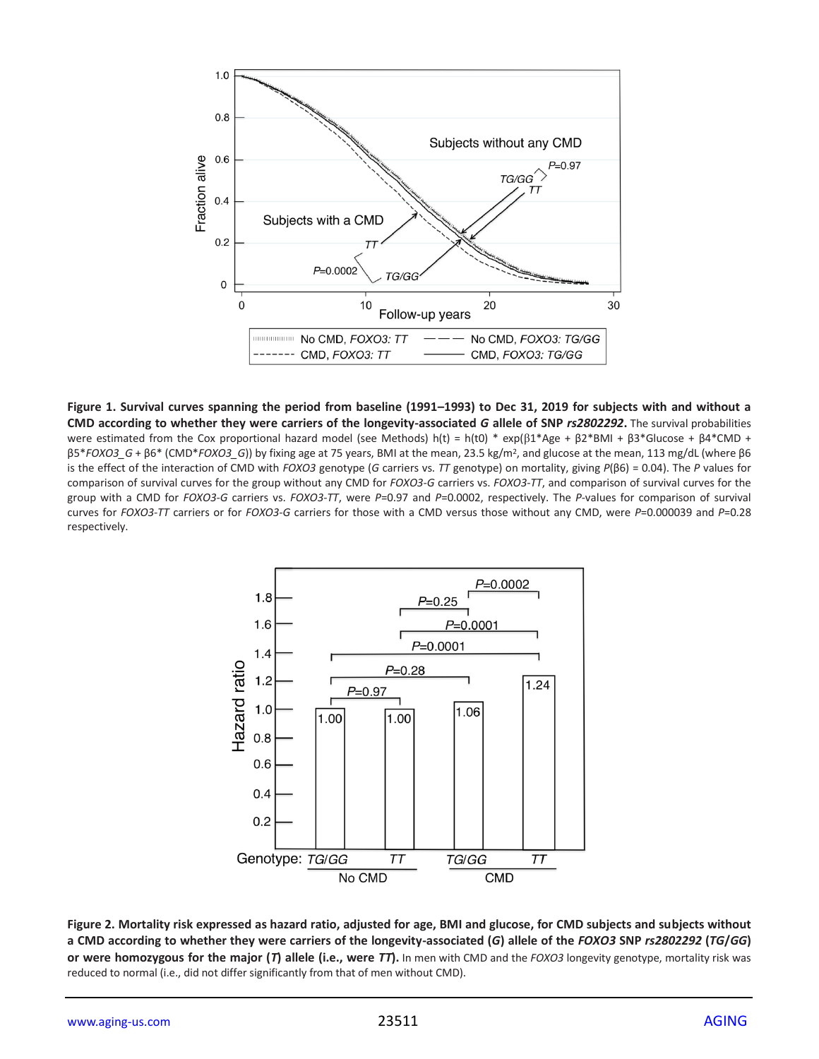**Figure 1. Survival curves spanning the period from baseline (1991–1993) to Dec 31, 2019 for subjects with and without a CMD according to whether they were carriers of the longevity-associated *G* allele of SNP *rs2802292*.** The survival probabilities were estimated from the Cox proportional hazard model (see Methods) h(t) = h(t0) * exp(β1*Age + β2*BMI + β3*Glucose + β4*CMD + β5**FOXO3_G* + β6* (CMD**FOXO3_G*)) by fixing age at 75 years, BMI at the mean, 23.5 kg/m$^2$, and glucose at the mean, 113 mg/dL (where β6 is the effect of the interaction of CMD with *FOXO3* genotype (*G* carriers vs. *TT* genotype) on mortality, giving *P*(β6) = 0.04). The *P* values for comparison of survival curves for the group without any CMD for *FOXO3-G* carriers vs. *FOXO3-TT*, and comparison of survival curves for the group with a CMD for *FOXO3-G* carriers vs. *FOXO3-TT*, were *P*=0.97 and *P*=0.0002, respectively. The *P*-values for comparison of survival curves for *FOXO3-TT* carriers or for *FOXO3-G* carriers for those with a CMD versus those without any CMD, were *P*=0.000039 and *P*=0.28 respectively.

**Figure 2. Mortality risk expressed as hazard ratio, adjusted for age, BMI and glucose, for CMD subjects and subjects without a CMD according to whether they were carriers of the longevity-associated (*G*) allele of the *FOXO3* SNP *rs2802292* (*TG*/*GG*) or were homozygous for the major (*T*) allele (i.e., were *TT*).** In men with CMD and the *FOXO3* longevity genotype, mortality risk was reduced to normal (i.e., did not differ significantly from that of men without CMD).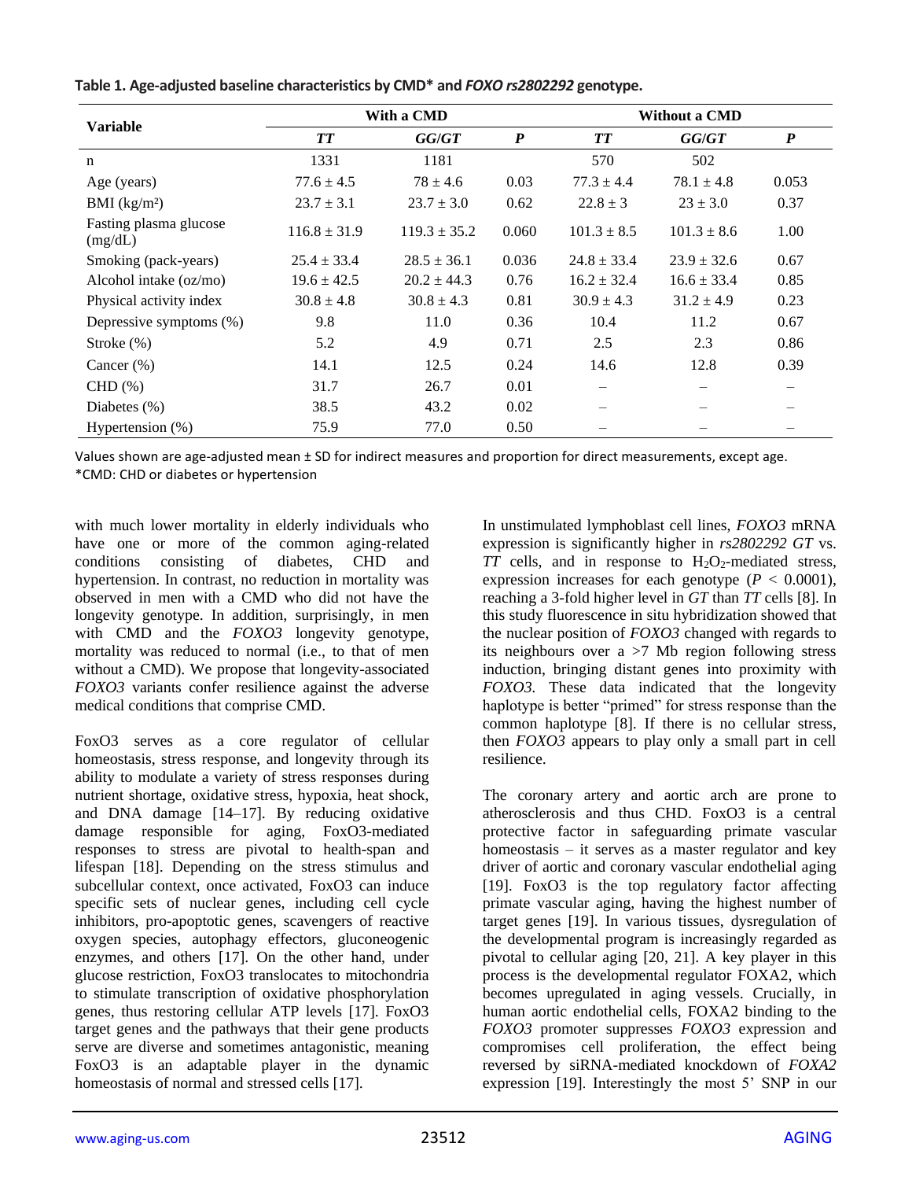**Table 1. Age-adjusted baseline characteristics by CMD* and *FOXO rs2802292* genotype.**

| Variable | With a CMD | | | Without a CMD | | |
|---|---|---|---|---|---|---|
| | ***TT*** | ***GG/GT*** | ***P*** | ***TT*** | ***GG/GT*** | ***P*** |
| n | 1331 | 1181 | | 570 | 502 | |
| Age (years) | 77.6 ± 4.5 | 78 ± 4.6 | 0.03 | 77.3 ± 4.4 | 78.1 ± 4.8 | 0.053 |
| BMI (kg/m²) | 23.7 ± 3.1 | 23.7 ± 3.0 | 0.62 | 22.8 ± 3 | 23 ± 3.0 | 0.37 |
| Fasting plasma glucose (mg/dL) | 116.8 ± 31.9 | 119.3 ± 35.2 | 0.060 | 101.3 ± 8.5 | 101.3 ± 8.6 | 1.00 |
| Smoking (pack-years) | 25.4 ± 33.4 | 28.5 ± 36.1 | 0.036 | 24.8 ± 33.4 | 23.9 ± 32.6 | 0.67 |
| Alcohol intake (oz/mo) | 19.6 ± 42.5 | 20.2 ± 44.3 | 0.76 | 16.2 ± 32.4 | 16.6 ± 33.4 | 0.85 |
| Physical activity index | 30.8 ± 4.8 | 30.8 ± 4.3 | 0.81 | 30.9 ± 4.3 | 31.2 ± 4.9 | 0.23 |
| Depressive symptoms (%) | 9.8 | 11.0 | 0.36 | 10.4 | 11.2 | 0.67 |
| Stroke (%) | 5.2 | 4.9 | 0.71 | 2.5 | 2.3 | 0.86 |
| Cancer (%) | 14.1 | 12.5 | 0.24 | 14.6 | 12.8 | 0.39 |
| CHD (%) | 31.7 | 26.7 | 0.01 | – | – | – |
| Diabetes (%) | 38.5 | 43.2 | 0.02 | – | – | – |
| Hypertension (%) | 75.9 | 77.0 | 0.50 | – | – | – |

Values shown are age-adjusted mean ± SD for indirect measures and proportion for direct measurements, except age.
*CMD: CHD or diabetes or hypertension

with much lower mortality in elderly individuals who have one or more of the common aging-related conditions consisting of diabetes, CHD and hypertension. In contrast, no reduction in mortality was observed in men with a CMD who did not have the longevity genotype. In addition, surprisingly, in men with CMD and the *FOXO3* longevity genotype, mortality was reduced to normal (i.e., to that of men without a CMD). We propose that longevity-associated *FOXO3* variants confer resilience against the adverse medical conditions that comprise CMD.

FoxO3 serves as a core regulator of cellular homeostasis, stress response, and longevity through its ability to modulate a variety of stress responses during nutrient shortage, oxidative stress, hypoxia, heat shock, and DNA damage [14–17]. By reducing oxidative damage responsible for aging, FoxO3-mediated responses to stress are pivotal to health-span and lifespan [18]. Depending on the stress stimulus and subcellular context, once activated, FoxO3 can induce specific sets of nuclear genes, including cell cycle inhibitors, pro-apoptotic genes, scavengers of reactive oxygen species, autophagy effectors, gluconeogenic enzymes, and others [17]. On the other hand, under glucose restriction, FoxO3 translocates to mitochondria to stimulate transcription of oxidative phosphorylation genes, thus restoring cellular ATP levels [17]. FoxO3 target genes and the pathways that their gene products serve are diverse and sometimes antagonistic, meaning FoxO3 is an adaptable player in the dynamic homeostasis of normal and stressed cells [17].

In unstimulated lymphoblast cell lines, *FOXO3* mRNA expression is significantly higher in *rs2802292 GT* vs. *TT* cells, and in response to $H_2O_2$-mediated stress, expression increases for each genotype ($P$ < 0.0001), reaching a 3-fold higher level in *GT* than *TT* cells [8]. In this study fluorescence in situ hybridization showed that the nuclear position of *FOXO3* changed with regards to its neighbours over a >7 Mb region following stress induction, bringing distant genes into proximity with *FOXO3*. These data indicated that the longevity haplotype is better "primed" for stress response than the common haplotype [8]. If there is no cellular stress, then *FOXO3* appears to play only a small part in cell resilience.

The coronary artery and aortic arch are prone to atherosclerosis and thus CHD. FoxO3 is a central protective factor in safeguarding primate vascular homeostasis – it serves as a master regulator and key driver of aortic and coronary vascular endothelial aging [19]. FoxO3 is the top regulatory factor affecting primate vascular aging, having the highest number of target genes [19]. In various tissues, dysregulation of the developmental program is increasingly regarded as pivotal to cellular aging [20, 21]. A key player in this process is the developmental regulator FOXA2, which becomes upregulated in aging vessels. Crucially, in human aortic endothelial cells, FOXA2 binding to the *FOXO3* promoter suppresses *FOXO3* expression and compromises cell proliferation, the effect being reversed by siRNA-mediated knockdown of *FOXA2* expression [19]. Interestingly the most 5' SNP in our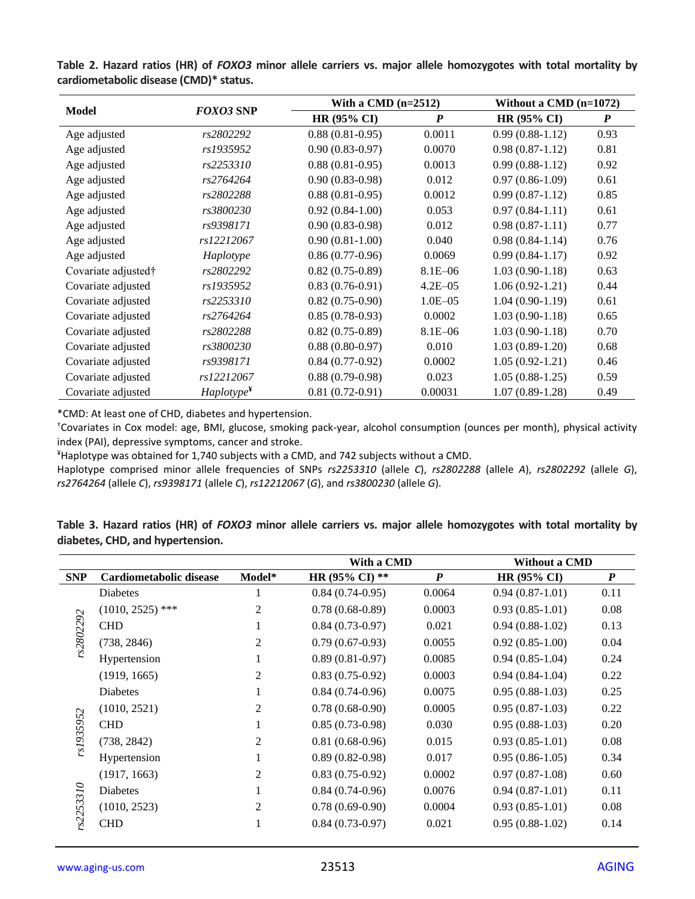**Table 2. Hazard ratios (HR) of *FOXO3* minor allele carriers vs. major allele homozygotes with total mortality by cardiometabolic disease (CMD)\* status.**

| Model | *FOXO3* SNP | With a CMD (n=2512) | | Without a CMD (n=1072) | |
|---|---|---|---|---|---|
| | | HR (95% CI) | *P* | HR (95% CI) | *P* |
| Age adjusted | *rs2802292* | 0.88 (0.81-0.95) | 0.0011 | 0.99 (0.88-1.12) | 0.93 |
| Age adjusted | *rs1935952* | 0.90 (0.83-0.97) | 0.0070 | 0.98 (0.87-1.12) | 0.81 |
| Age adjusted | *rs2253310* | 0.88 (0.81-0.95) | 0.0013 | 0.99 (0.88-1.12) | 0.92 |
| Age adjusted | *rs2764264* | 0.90 (0.83-0.98) | 0.012 | 0.97 (0.86-1.09) | 0.61 |
| Age adjusted | *rs2802288* | 0.88 (0.81-0.95) | 0.0012 | 0.99 (0.87-1.12) | 0.85 |
| Age adjusted | *rs3800230* | 0.92 (0.84-1.00) | 0.053 | 0.97 (0.84-1.11) | 0.61 |
| Age adjusted | *rs9398171* | 0.90 (0.83-0.98) | 0.012 | 0.98 (0.87-1.11) | 0.77 |
| Age adjusted | *rs12212067* | 0.90 (0.81-1.00) | 0.040 | 0.98 (0.84-1.14) | 0.76 |
| Age adjusted | *Haplotype* | 0.86 (0.77-0.96) | 0.0069 | 0.99 (0.84-1.17) | 0.92 |
| Covariate adjusted† | *rs2802292* | 0.82 (0.75-0.89) | 8.1E–06 | 1.03 (0.90-1.18) | 0.63 |
| Covariate adjusted | *rs1935952* | 0.83 (0.76-0.91) | 4.2E–05 | 1.06 (0.92-1.21) | 0.44 |
| Covariate adjusted | *rs2253310* | 0.82 (0.75-0.90) | 1.0E–05 | 1.04 (0.90-1.19) | 0.61 |
| Covariate adjusted | *rs2764264* | 0.85 (0.78-0.93) | 0.0002 | 1.03 (0.90-1.18) | 0.65 |
| Covariate adjusted | *rs2802288* | 0.82 (0.75-0.89) | 8.1E–06 | 1.03 (0.90-1.18) | 0.70 |
| Covariate adjusted | *rs3800230* | 0.88 (0.80-0.97) | 0.010 | 1.03 (0.89-1.20) | 0.68 |
| Covariate adjusted | *rs9398171* | 0.84 (0.77-0.92) | 0.0002 | 1.05 (0.92-1.21) | 0.46 |
| Covariate adjusted | *rs12212067* | 0.88 (0.79-0.98) | 0.023 | 1.05 (0.88-1.25) | 0.59 |
| Covariate adjusted | *Haplotype*[¥] | 0.81 (0.72-0.91) | 0.00031 | 1.07 (0.89-1.28) | 0.49 |

\*CMD: At least one of CHD, diabetes and hypertension.

†Covariates in Cox model: age, BMI, glucose, smoking pack-year, alcohol consumption (ounces per month), physical activity index (PAI), depressive symptoms, cancer and stroke.

¥Haplotype was obtained for 1,740 subjects with a CMD, and 742 subjects without a CMD.

Haplotype comprised minor allele frequencies of SNPs *rs2253310* (allele *C*), *rs2802288* (allele *A*), *rs2802292* (allele *G*), *rs2764264* (allele *C*), *rs9398171* (allele *C*), *rs12212067* (*G*), and *rs3800230* (allele *G*).

**Table 3. Hazard ratios (HR) of *FOXO3* minor allele carriers vs. major allele homozygotes with total mortality by diabetes, CHD, and hypertension.**

| SNP | Cardiometabolic disease | Model\* | With a CMD | | Without a CMD | |
|---|---|---|---|---|---|---|
| | | | HR (95% CI) \*\* | *P* | HR (95% CI) | *P* |
| *rs2802292* | Diabetes | 1 | 0.84 (0.74-0.95) | 0.0064 | 0.94 (0.87-1.01) | 0.11 |
| | (1010, 2525) \*\*\* | 2 | 0.78 (0.68-0.89) | 0.0003 | 0.93 (0.85-1.01) | 0.08 |
| | CHD | 1 | 0.84 (0.73-0.97) | 0.021 | 0.94 (0.88-1.02) | 0.13 |
| | (738, 2846) | 2 | 0.79 (0.67-0.93) | 0.0055 | 0.92 (0.85-1.00) | 0.04 |
| | Hypertension | 1 | 0.89 (0.81-0.97) | 0.0085 | 0.94 (0.85-1.04) | 0.24 |
| | (1919, 1665) | 2 | 0.83 (0.75-0.92) | 0.0003 | 0.94 (0.84-1.04) | 0.22 |
| *rs1935952* | Diabetes | 1 | 0.84 (0.74-0.96) | 0.0075 | 0.95 (0.88-1.03) | 0.25 |
| | (1010, 2521) | 2 | 0.78 (0.68-0.90) | 0.0005 | 0.95 (0.87-1.03) | 0.22 |
| | CHD | 1 | 0.85 (0.73-0.98) | 0.030 | 0.95 (0.88-1.03) | 0.20 |
| | (738, 2842) | 2 | 0.81 (0.68-0.96) | 0.015 | 0.93 (0.85-1.01) | 0.08 |
| | Hypertension | 1 | 0.89 (0.82-0.98) | 0.017 | 0.95 (0.86-1.05) | 0.34 |
| | (1917, 1663) | 2 | 0.83 (0.75-0.92) | 0.0002 | 0.97 (0.87-1.08) | 0.60 |
| *rs2253310* | Diabetes | 1 | 0.84 (0.74-0.96) | 0.0076 | 0.94 (0.87-1.01) | 0.11 |
| | (1010, 2523) | 2 | 0.78 (0.69-0.90) | 0.0004 | 0.93 (0.85-1.01) | 0.08 |
| | CHD | 1 | 0.84 (0.73-0.97) | 0.021 | 0.95 (0.88-1.02) | 0.14 |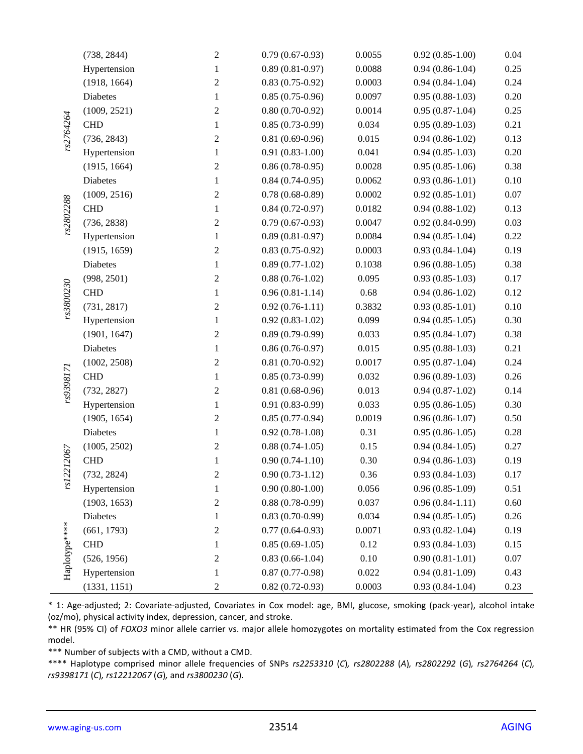| | | | | | | |
|---|---|---|---|---|---|---|
| | (738, 2844) | 2 | 0.79 (0.67-0.93) | 0.0055 | 0.92 (0.85-1.00) | 0.04 |
| | Hypertension | 1 | 0.89 (0.81-0.97) | 0.0088 | 0.94 (0.86-1.04) | 0.25 |
| | (1918, 1664) | 2 | 0.83 (0.75-0.92) | 0.0003 | 0.94 (0.84-1.04) | 0.24 |
| *rs2764264* | Diabetes | 1 | 0.85 (0.75-0.96) | 0.0097 | 0.95 (0.88-1.03) | 0.20 |
| | (1009, 2521) | 2 | 0.80 (0.70-0.92) | 0.0014 | 0.95 (0.87-1.04) | 0.25 |
| | CHD | 1 | 0.85 (0.73-0.99) | 0.034 | 0.95 (0.89-1.03) | 0.21 |
| | (736, 2843) | 2 | 0.81 (0.69-0.96) | 0.015 | 0.94 (0.86-1.02) | 0.13 |
| | Hypertension | 1 | 0.91 (0.83-1.00) | 0.041 | 0.94 (0.85-1.03) | 0.20 |
| | (1915, 1664) | 2 | 0.86 (0.78-0.95) | 0.0028 | 0.95 (0.85-1.06) | 0.38 |
| *rs2802288* | Diabetes | 1 | 0.84 (0.74-0.95) | 0.0062 | 0.93 (0.86-1.01) | 0.10 |
| | (1009, 2516) | 2 | 0.78 (0.68-0.89) | 0.0002 | 0.92 (0.85-1.01) | 0.07 |
| | CHD | 1 | 0.84 (0.72-0.97) | 0.0182 | 0.94 (0.88-1.02) | 0.13 |
| | (736, 2838) | 2 | 0.79 (0.67-0.93) | 0.0047 | 0.92 (0.84-0.99) | 0.03 |
| | Hypertension | 1 | 0.89 (0.81-0.97) | 0.0084 | 0.94 (0.85-1.04) | 0.22 |
| | (1915, 1659) | 2 | 0.83 (0.75-0.92) | 0.0003 | 0.93 (0.84-1.04) | 0.19 |
| *rs3800230* | Diabetes | 1 | 0.89 (0.77-1.02) | 0.1038 | 0.96 (0.88-1.05) | 0.38 |
| | (998, 2501) | 2 | 0.88 (0.76-1.02) | 0.095 | 0.93 (0.85-1.03) | 0.17 |
| | CHD | 1 | 0.96 (0.81-1.14) | 0.68 | 0.94 (0.86-1.02) | 0.12 |
| | (731, 2817) | 2 | 0.92 (0.76-1.11) | 0.3832 | 0.93 (0.85-1.01) | 0.10 |
| | Hypertension | 1 | 0.92 (0.83-1.02) | 0.099 | 0.94 (0.85-1.05) | 0.30 |
| | (1901, 1647) | 2 | 0.89 (0.79-0.99) | 0.033 | 0.95 (0.84-1.07) | 0.38 |
| *rs9398171* | Diabetes | 1 | 0.86 (0.76-0.97) | 0.015 | 0.95 (0.88-1.03) | 0.21 |
| | (1002, 2508) | 2 | 0.81 (0.70-0.92) | 0.0017 | 0.95 (0.87-1.04) | 0.24 |
| | CHD | 1 | 0.85 (0.73-0.99) | 0.032 | 0.96 (0.89-1.03) | 0.26 |
| | (732, 2827) | 2 | 0.81 (0.68-0.96) | 0.013 | 0.94 (0.87-1.02) | 0.14 |
| | Hypertension | 1 | 0.91 (0.83-0.99) | 0.033 | 0.95 (0.86-1.05) | 0.30 |
| | (1905, 1654) | 2 | 0.85 (0.77-0.94) | 0.0019 | 0.96 (0.86-1.07) | 0.50 |
| *rs12212067* | Diabetes | 1 | 0.92 (0.78-1.08) | 0.31 | 0.95 (0.86-1.05) | 0.28 |
| | (1005, 2502) | 2 | 0.88 (0.74-1.05) | 0.15 | 0.94 (0.84-1.05) | 0.27 |
| | CHD | 1 | 0.90 (0.74-1.10) | 0.30 | 0.94 (0.86-1.03) | 0.19 |
| | (732, 2824) | 2 | 0.90 (0.73-1.12) | 0.36 | 0.93 (0.84-1.03) | 0.17 |
| | Hypertension | 1 | 0.90 (0.80-1.00) | 0.056 | 0.96 (0.85-1.09) | 0.51 |
| | (1903, 1653) | 2 | 0.88 (0.78-0.99) | 0.037 | 0.96 (0.84-1.11) | 0.60 |
| Haplotype**** | Diabetes | 1 | 0.83 (0.70-0.99) | 0.034 | 0.94 (0.85-1.05) | 0.26 |
| | (661, 1793) | 2 | 0.77 (0.64-0.93) | 0.0071 | 0.93 (0.82-1.04) | 0.19 |
| | CHD | 1 | 0.85 (0.69-1.05) | 0.12 | 0.93 (0.84-1.03) | 0.15 |
| | (526, 1956) | 2 | 0.83 (0.66-1.04) | 0.10 | 0.90 (0.81-1.01) | 0.07 |
| | Hypertension | 1 | 0.87 (0.77-0.98) | 0.022 | 0.94 (0.81-1.09) | 0.43 |
| | (1331, 1151) | 2 | 0.82 (0.72-0.93) | 0.0003 | 0.93 (0.84-1.04) | 0.23 |

\* 1: Age-adjusted; 2: Covariate-adjusted, Covariates in Cox model: age, BMI, glucose, smoking (pack-year), alcohol intake (oz/mo), physical activity index, depression, cancer, and stroke.

** HR (95% CI) of *FOXO3* minor allele carrier vs. major allele homozygotes on mortality estimated from the Cox regression model.

*** Number of subjects with a CMD, without a CMD.

**** Haplotype comprised minor allele frequencies of SNPs *rs2253310* (*C*), *rs2802288* (*A*), *rs2802292* (*G*), *rs2764264* (*C*), *rs9398171* (*C*), *rs12212067* (*G*), and *rs3800230* (*G*).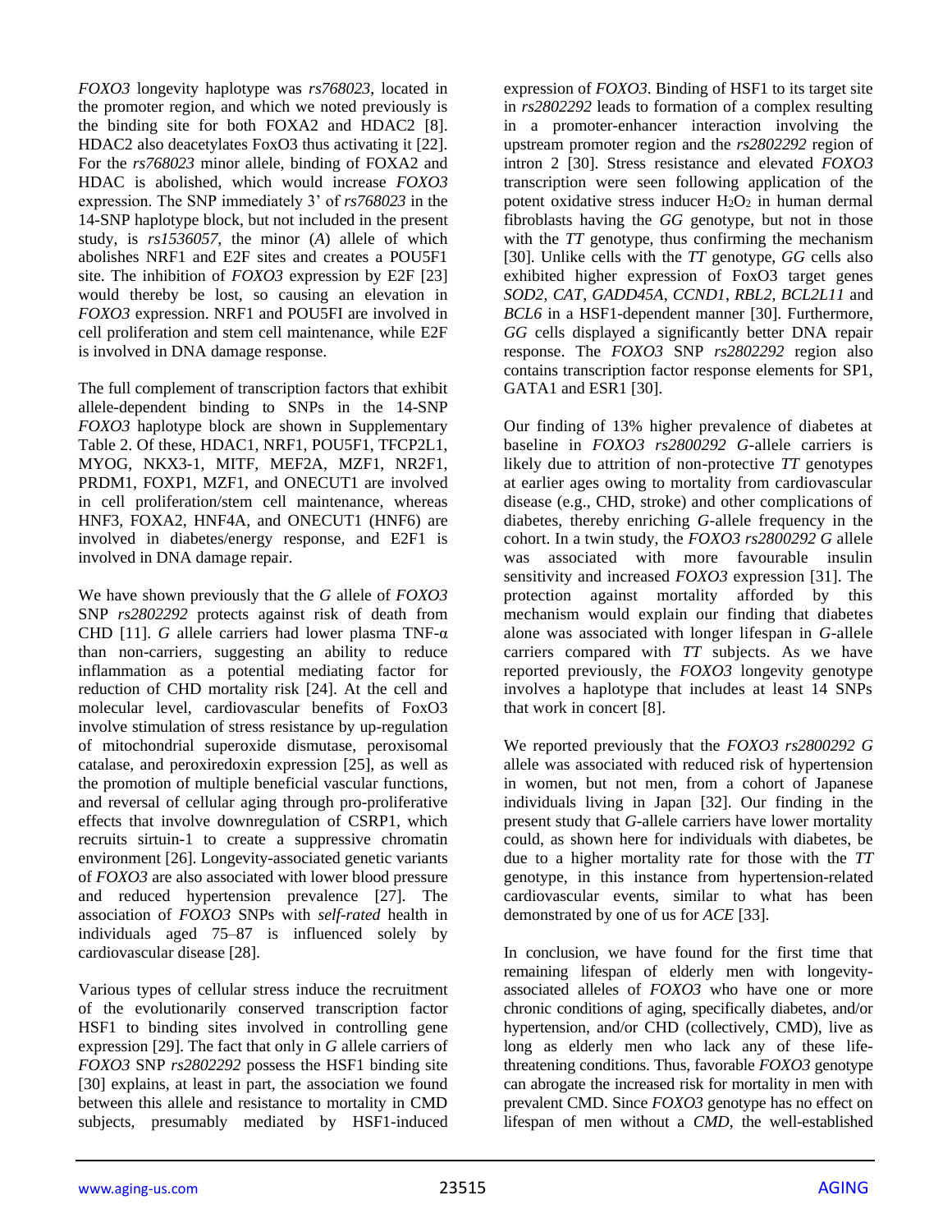*FOXO3* longevity haplotype was *rs768023*, located in the promoter region, and which we noted previously is the binding site for both FOXA2 and HDAC2 [8]. HDAC2 also deacetylates FoxO3 thus activating it [22]. For the *rs768023* minor allele, binding of FOXA2 and HDAC is abolished, which would increase *FOXO3* expression. The SNP immediately 3' of *rs768023* in the 14-SNP haplotype block, but not included in the present study, is *rs1536057*, the minor (*A*) allele of which abolishes NRF1 and E2F sites and creates a POU5F1 site. The inhibition of *FOXO3* expression by E2F [23] would thereby be lost, so causing an elevation in *FOXO3* expression. NRF1 and POU5FI are involved in cell proliferation and stem cell maintenance, while E2F is involved in DNA damage response.

The full complement of transcription factors that exhibit allele-dependent binding to SNPs in the 14-SNP *FOXO3* haplotype block are shown in Supplementary Table 2. Of these, HDAC1, NRF1, POU5F1, TFCP2L1, MYOG, NKX3-1, MITF, MEF2A, MZF1, NR2F1, PRDM1, FOXP1, MZF1, and ONECUT1 are involved in cell proliferation/stem cell maintenance, whereas HNF3, FOXA2, HNF4A, and ONECUT1 (HNF6) are involved in diabetes/energy response, and E2F1 is involved in DNA damage repair.

We have shown previously that the *G* allele of *FOXO3* SNP *rs2802292* protects against risk of death from CHD [11]. *G* allele carriers had lower plasma TNF-α than non-carriers, suggesting an ability to reduce inflammation as a potential mediating factor for reduction of CHD mortality risk [24]. At the cell and molecular level, cardiovascular benefits of FoxO3 involve stimulation of stress resistance by up-regulation of mitochondrial superoxide dismutase, peroxisomal catalase, and peroxiredoxin expression [25], as well as the promotion of multiple beneficial vascular functions, and reversal of cellular aging through pro-proliferative effects that involve downregulation of CSRP1, which recruits sirtuin-1 to create a suppressive chromatin environment [26]. Longevity-associated genetic variants of *FOXO3* are also associated with lower blood pressure and reduced hypertension prevalence [27]. The association of *FOXO3* SNPs with *self-rated* health in individuals aged 75–87 is influenced solely by cardiovascular disease [28].

Various types of cellular stress induce the recruitment of the evolutionarily conserved transcription factor HSF1 to binding sites involved in controlling gene expression [29]. The fact that only in *G* allele carriers of *FOXO3* SNP *rs2802292* possess the HSF1 binding site [30] explains, at least in part, the association we found between this allele and resistance to mortality in CMD subjects, presumably mediated by HSF1-induced expression of *FOXO3*. Binding of HSF1 to its target site in *rs2802292* leads to formation of a complex resulting in a promoter-enhancer interaction involving the upstream promoter region and the *rs2802292* region of intron 2 [30]. Stress resistance and elevated *FOXO3* transcription were seen following application of the potent oxidative stress inducer $H_2O_2$ in human dermal fibroblasts having the *GG* genotype, but not in those with the *TT* genotype, thus confirming the mechanism [30]. Unlike cells with the *TT* genotype, *GG* cells also exhibited higher expression of FoxO3 target genes *SOD2*, *CAT*, *GADD45A*, *CCND1*, *RBL2*, *BCL2L11* and *BCL6* in a HSF1-dependent manner [30]. Furthermore, *GG* cells displayed a significantly better DNA repair response. The *FOXO3* SNP *rs2802292* region also contains transcription factor response elements for SP1, GATA1 and ESR1 [30].

Our finding of 13% higher prevalence of diabetes at baseline in *FOXO3 rs2800292 G*-allele carriers is likely due to attrition of non-protective *TT* genotypes at earlier ages owing to mortality from cardiovascular disease (e.g., CHD, stroke) and other complications of diabetes, thereby enriching *G*-allele frequency in the cohort. In a twin study, the *FOXO3 rs2800292 G* allele was associated with more favourable insulin sensitivity and increased *FOXO3* expression [31]. The protection against mortality afforded by this mechanism would explain our finding that diabetes alone was associated with longer lifespan in *G*-allele carriers compared with *TT* subjects. As we have reported previously, the *FOXO3* longevity genotype involves a haplotype that includes at least 14 SNPs that work in concert [8].

We reported previously that the *FOXO3 rs2800292 G* allele was associated with reduced risk of hypertension in women, but not men, from a cohort of Japanese individuals living in Japan [32]. Our finding in the present study that *G*-allele carriers have lower mortality could, as shown here for individuals with diabetes, be due to a higher mortality rate for those with the *TT* genotype, in this instance from hypertension-related cardiovascular events, similar to what has been demonstrated by one of us for *ACE* [33].

In conclusion, we have found for the first time that remaining lifespan of elderly men with longevity-associated alleles of *FOXO3* who have one or more chronic conditions of aging, specifically diabetes, and/or hypertension, and/or CHD (collectively, CMD), live as long as elderly men who lack any of these life-threatening conditions. Thus, favorable *FOXO3* genotype can abrogate the increased risk for mortality in men with prevalent CMD. Since *FOXO3* genotype has no effect on lifespan of men without a *CMD*, the well-established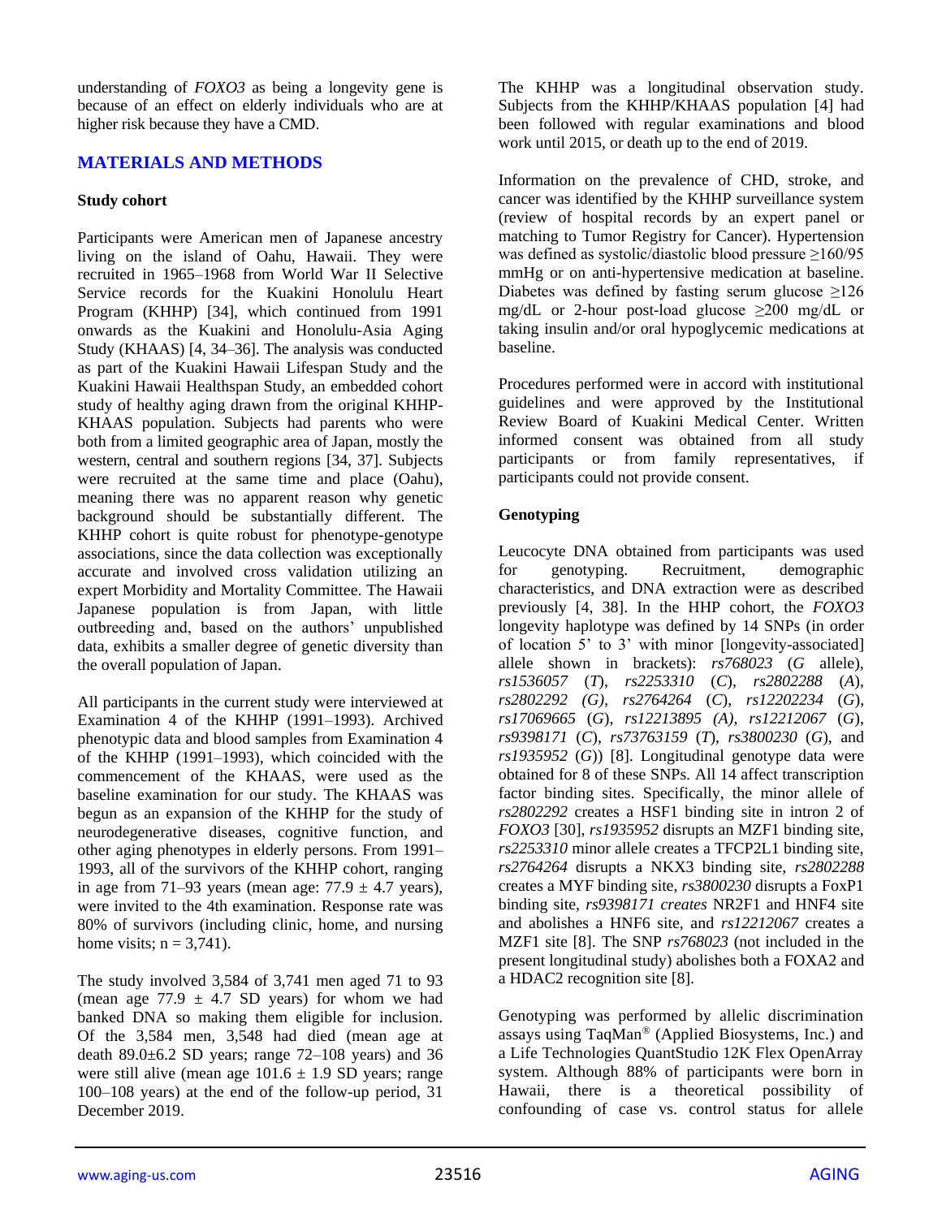understanding of *FOXO3* as being a longevity gene is because of an effect on elderly individuals who are at higher risk because they have a CMD.

## MATERIALS AND METHODS

### Study cohort

Participants were American men of Japanese ancestry living on the island of Oahu, Hawaii. They were recruited in 1965–1968 from World War II Selective Service records for the Kuakini Honolulu Heart Program (KHHP) [34], which continued from 1991 onwards as the Kuakini and Honolulu-Asia Aging Study (KHAAS) [4, 34–36]. The analysis was conducted as part of the Kuakini Hawaii Lifespan Study and the Kuakini Hawaii Healthspan Study, an embedded cohort study of healthy aging drawn from the original KHHP-KHAAS population. Subjects had parents who were both from a limited geographic area of Japan, mostly the western, central and southern regions [34, 37]. Subjects were recruited at the same time and place (Oahu), meaning there was no apparent reason why genetic background should be substantially different. The KHHP cohort is quite robust for phenotype-genotype associations, since the data collection was exceptionally accurate and involved cross validation utilizing an expert Morbidity and Mortality Committee. The Hawaii Japanese population is from Japan, with little outbreeding and, based on the authors' unpublished data, exhibits a smaller degree of genetic diversity than the overall population of Japan.

All participants in the current study were interviewed at Examination 4 of the KHHP (1991–1993). Archived phenotypic data and blood samples from Examination 4 of the KHHP (1991–1993), which coincided with the commencement of the KHAAS, were used as the baseline examination for our study. The KHAAS was begun as an expansion of the KHHP for the study of neurodegenerative diseases, cognitive function, and other aging phenotypes in elderly persons. From 1991–1993, all of the survivors of the KHHP cohort, ranging in age from 71–93 years (mean age: 77.9 ± 4.7 years), were invited to the 4th examination. Response rate was 80% of survivors (including clinic, home, and nursing home visits; n = 3,741).

The study involved 3,584 of 3,741 men aged 71 to 93 (mean age 77.9 ± 4.7 SD years) for whom we had banked DNA so making them eligible for inclusion. Of the 3,584 men, 3,548 had died (mean age at death 89.0±6.2 SD years; range 72–108 years) and 36 were still alive (mean age 101.6 ± 1.9 SD years; range 100–108 years) at the end of the follow-up period, 31 December 2019.

The KHHP was a longitudinal observation study. Subjects from the KHHP/KHAAS population [4] had been followed with regular examinations and blood work until 2015, or death up to the end of 2019.

Information on the prevalence of CHD, stroke, and cancer was identified by the KHHP surveillance system (review of hospital records by an expert panel or matching to Tumor Registry for Cancer). Hypertension was defined as systolic/diastolic blood pressure ≥160/95 mmHg or on anti-hypertensive medication at baseline. Diabetes was defined by fasting serum glucose ≥126 mg/dL or 2-hour post-load glucose ≥200 mg/dL or taking insulin and/or oral hypoglycemic medications at baseline.

Procedures performed were in accord with institutional guidelines and were approved by the Institutional Review Board of Kuakini Medical Center. Written informed consent was obtained from all study participants or from family representatives, if participants could not provide consent.

### Genotyping

Leucocyte DNA obtained from participants was used for genotyping. Recruitment, demographic characteristics, and DNA extraction were as described previously [4, 38]. In the HHP cohort, the *FOXO3* longevity haplotype was defined by 14 SNPs (in order of location 5' to 3' with minor [longevity-associated] allele shown in brackets): *rs768023* (*G* allele), *rs1536057* (*T*), *rs2253310* (*C*), *rs2802288* (*A*), *rs2802292 (G)*, *rs2764264* (*C*), *rs12202234* (*G*), *rs17069665* (*G*), *rs12213895 (A)*, *rs12212067* (*G*), *rs9398171* (*C*), *rs73763159* (*T*), *rs3800230* (*G*), and *rs1935952* (*G*)) [8]. Longitudinal genotype data were obtained for 8 of these SNPs. All 14 affect transcription factor binding sites. Specifically, the minor allele of *rs2802292* creates a HSF1 binding site in intron 2 of *FOXO3* [30], *rs1935952* disrupts an MZF1 binding site, *rs2253310* minor allele creates a TFCP2L1 binding site, *rs2764264* disrupts a NKX3 binding site, *rs2802288* creates a MYF binding site, *rs3800230* disrupts a FoxP1 binding site, *rs9398171 creates* NR2F1 and HNF4 site and abolishes a HNF6 site, and *rs12212067* creates a MZF1 site [8]. The SNP *rs768023* (not included in the present longitudinal study) abolishes both a FOXA2 and a HDAC2 recognition site [8].

Genotyping was performed by allelic discrimination assays using TaqMan® (Applied Biosystems, Inc.) and a Life Technologies QuantStudio 12K Flex OpenArray system. Although 88% of participants were born in Hawaii, there is a theoretical possibility of confounding of case vs. control status for allele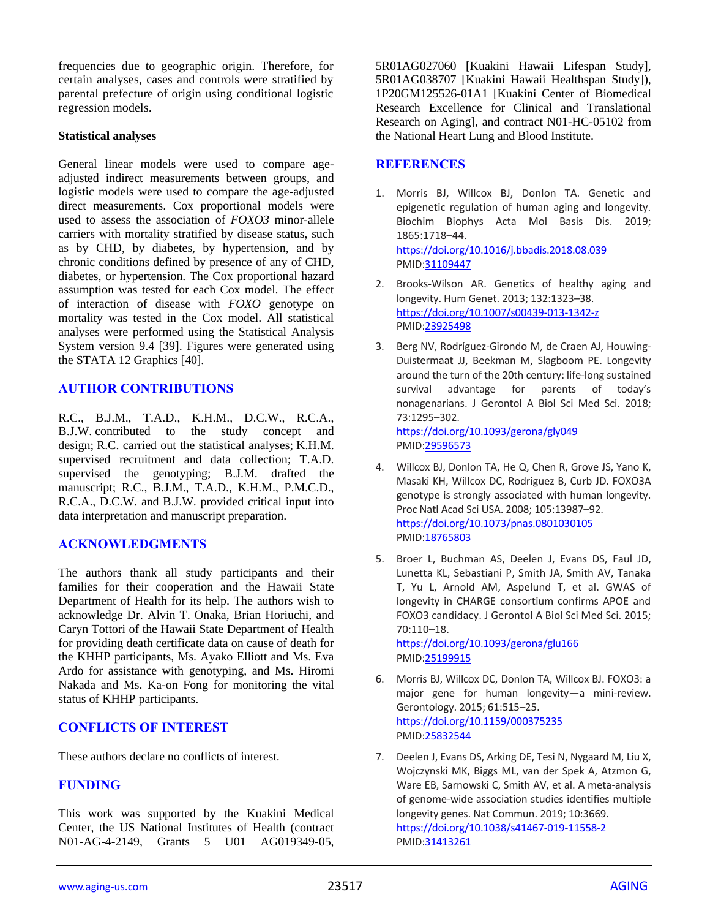frequencies due to geographic origin. Therefore, for certain analyses, cases and controls were stratified by parental prefecture of origin using conditional logistic regression models.

**Statistical analyses**

General linear models were used to compare age-adjusted indirect measurements between groups, and logistic models were used to compare the age-adjusted direct measurements. Cox proportional models were used to assess the association of *FOXO3* minor-allele carriers with mortality stratified by disease status, such as by CHD, by diabetes, by hypertension, and by chronic conditions defined by presence of any of CHD, diabetes, or hypertension. The Cox proportional hazard assumption was tested for each Cox model. The effect of interaction of disease with *FOXO* genotype on mortality was tested in the Cox model. All statistical analyses were performed using the Statistical Analysis System version 9.4 [39]. Figures were generated using the STATA 12 Graphics [40].

## AUTHOR CONTRIBUTIONS

R.C., B.J.M., T.A.D., K.H.M., D.C.W., R.C.A., B.J.W. contributed to the study concept and design; R.C. carried out the statistical analyses; K.H.M. supervised recruitment and data collection; T.A.D. supervised the genotyping; B.J.M. drafted the manuscript; R.C., B.J.M., T.A.D., K.H.M., P.M.C.D., R.C.A., D.C.W. and B.J.W. provided critical input into data interpretation and manuscript preparation.

## ACKNOWLEDGMENTS

The authors thank all study participants and their families for their cooperation and the Hawaii State Department of Health for its help. The authors wish to acknowledge Dr. Alvin T. Onaka, Brian Horiuchi, and Caryn Tottori of the Hawaii State Department of Health for providing death certificate data on cause of death for the KHHP participants, Ms. Ayako Elliott and Ms. Eva Ardo for assistance with genotyping, and Ms. Hiromi Nakada and Ms. Ka-on Fong for monitoring the vital status of KHHP participants.

## CONFLICTS OF INTEREST

These authors declare no conflicts of interest.

## FUNDING

This work was supported by the Kuakini Medical Center, the US National Institutes of Health (contract N01-AG-4-2149, Grants 5 U01 AG019349-05, 5R01AG027060 [Kuakini Hawaii Lifespan Study], 5R01AG038707 [Kuakini Hawaii Healthspan Study]), 1P20GM125526-01A1 [Kuakini Center of Biomedical Research Excellence for Clinical and Translational Research on Aging], and contract N01-HC-05102 from the National Heart Lung and Blood Institute.

## REFERENCES

1. Morris BJ, Willcox BJ, Donlon TA. Genetic and epigenetic regulation of human aging and longevity. Biochim Biophys Acta Mol Basis Dis. 2019; 1865:1718–44. https://doi.org/10.1016/j.bbadis.2018.08.039 PMID:31109447

2. Brooks-Wilson AR. Genetics of healthy aging and longevity. Hum Genet. 2013; 132:1323–38. https://doi.org/10.1007/s00439-013-1342-z PMID:23925498

3. Berg NV, Rodríguez-Girondo M, de Craen AJ, Houwing-Duistermaat JJ, Beekman M, Slagboom PE. Longevity around the turn of the 20th century: life-long sustained survival advantage for parents of today's nonagenarians. J Gerontol A Biol Sci Med Sci. 2018; 73:1295–302. https://doi.org/10.1093/gerona/gly049 PMID:29596573

4. Willcox BJ, Donlon TA, He Q, Chen R, Grove JS, Yano K, Masaki KH, Willcox DC, Rodriguez B, Curb JD. FOXO3A genotype is strongly associated with human longevity. Proc Natl Acad Sci USA. 2008; 105:13987–92. https://doi.org/10.1073/pnas.0801030105 PMID:18765803

5. Broer L, Buchman AS, Deelen J, Evans DS, Faul JD, Lunetta KL, Sebastiani P, Smith JA, Smith AV, Tanaka T, Yu L, Arnold AM, Aspelund T, et al. GWAS of longevity in CHARGE consortium confirms APOE and FOXO3 candidacy. J Gerontol A Biol Sci Med Sci. 2015; 70:110–18. https://doi.org/10.1093/gerona/glu166 PMID:25199915

6. Morris BJ, Willcox DC, Donlon TA, Willcox BJ. FOXO3: a major gene for human longevity—a mini-review. Gerontology. 2015; 61:515–25. https://doi.org/10.1159/000375235 PMID:25832544

7. Deelen J, Evans DS, Arking DE, Tesi N, Nygaard M, Liu X, Wojczynski MK, Biggs ML, van der Spek A, Atzmon G, Ware EB, Sarnowski C, Smith AV, et al. A meta-analysis of genome-wide association studies identifies multiple longevity genes. Nat Commun. 2019; 10:3669. https://doi.org/10.1038/s41467-019-11558-2 PMID:31413261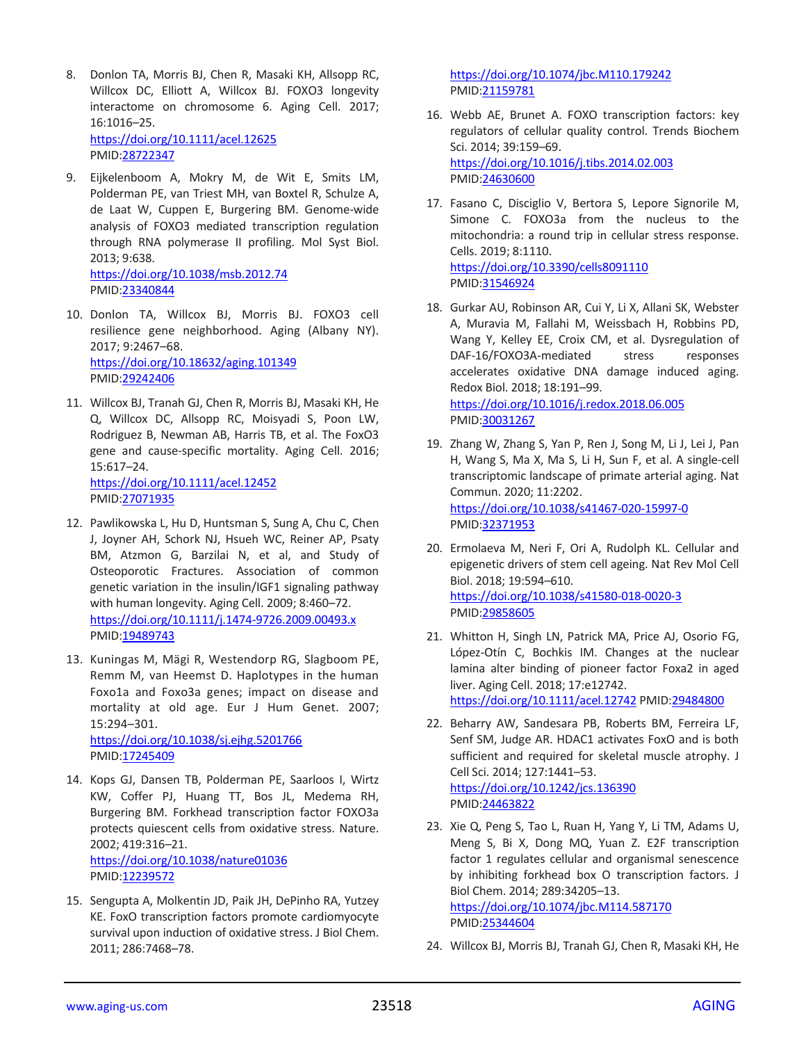8. Donlon TA, Morris BJ, Chen R, Masaki KH, Allsopp RC, Willcox DC, Elliott A, Willcox BJ. FOXO3 longevity interactome on chromosome 6. Aging Cell. 2017; 16:1016–25.
https://doi.org/10.1111/acel.12625
PMID:28722347

9. Eijkelenboom A, Mokry M, de Wit E, Smits LM, Polderman PE, van Triest MH, van Boxtel R, Schulze A, de Laat W, Cuppen E, Burgering BM. Genome-wide analysis of FOXO3 mediated transcription regulation through RNA polymerase II profiling. Mol Syst Biol. 2013; 9:638.
https://doi.org/10.1038/msb.2012.74
PMID:23340844

10. Donlon TA, Willcox BJ, Morris BJ. FOXO3 cell resilience gene neighborhood. Aging (Albany NY). 2017; 9:2467–68.
https://doi.org/10.18632/aging.101349
PMID:29242406

11. Willcox BJ, Tranah GJ, Chen R, Morris BJ, Masaki KH, He Q, Willcox DC, Allsopp RC, Moisyadi S, Poon LW, Rodriguez B, Newman AB, Harris TB, et al. The FoxO3 gene and cause-specific mortality. Aging Cell. 2016; 15:617–24.
https://doi.org/10.1111/acel.12452
PMID:27071935

12. Pawlikowska L, Hu D, Huntsman S, Sung A, Chu C, Chen J, Joyner AH, Schork NJ, Hsueh WC, Reiner AP, Psaty BM, Atzmon G, Barzilai N, et al, and Study of Osteoporotic Fractures. Association of common genetic variation in the insulin/IGF1 signaling pathway with human longevity. Aging Cell. 2009; 8:460–72.
https://doi.org/10.1111/j.1474-9726.2009.00493.x
PMID:19489743

13. Kuningas M, Mägi R, Westendorp RG, Slagboom PE, Remm M, van Heemst D. Haplotypes in the human Foxo1a and Foxo3a genes; impact on disease and mortality at old age. Eur J Hum Genet. 2007; 15:294–301.
https://doi.org/10.1038/sj.ejhg.5201766
PMID:17245409

14. Kops GJ, Dansen TB, Polderman PE, Saarloos I, Wirtz KW, Coffer PJ, Huang TT, Bos JL, Medema RH, Burgering BM. Forkhead transcription factor FOXO3a protects quiescent cells from oxidative stress. Nature. 2002; 419:316–21.
https://doi.org/10.1038/nature01036
PMID:12239572

15. Sengupta A, Molkentin JD, Paik JH, DePinho RA, Yutzey KE. FoxO transcription factors promote cardiomyocyte survival upon induction of oxidative stress. J Biol Chem. 2011; 286:7468–78.
https://doi.org/10.1074/jbc.M110.179242
PMID:21159781

16. Webb AE, Brunet A. FOXO transcription factors: key regulators of cellular quality control. Trends Biochem Sci. 2014; 39:159–69.
https://doi.org/10.1016/j.tibs.2014.02.003
PMID:24630600

17. Fasano C, Disciglio V, Bertora S, Lepore Signorile M, Simone C. FOXO3a from the nucleus to the mitochondria: a round trip in cellular stress response. Cells. 2019; 8:1110.
https://doi.org/10.3390/cells8091110
PMID:31546924

18. Gurkar AU, Robinson AR, Cui Y, Li X, Allani SK, Webster A, Muravia M, Fallahi M, Weissbach H, Robbins PD, Wang Y, Kelley EE, Croix CM, et al. Dysregulation of DAF-16/FOXO3A-mediated stress responses accelerates oxidative DNA damage induced aging. Redox Biol. 2018; 18:191–99.
https://doi.org/10.1016/j.redox.2018.06.005
PMID:30031267

19. Zhang W, Zhang S, Yan P, Ren J, Song M, Li J, Lei J, Pan H, Wang S, Ma X, Ma S, Li H, Sun F, et al. A single-cell transcriptomic landscape of primate arterial aging. Nat Commun. 2020; 11:2202.
https://doi.org/10.1038/s41467-020-15997-0
PMID:32371953

20. Ermolaeva M, Neri F, Ori A, Rudolph KL. Cellular and epigenetic drivers of stem cell ageing. Nat Rev Mol Cell Biol. 2018; 19:594–610.
https://doi.org/10.1038/s41580-018-0020-3
PMID:29858605

21. Whitton H, Singh LN, Patrick MA, Price AJ, Osorio FG, López-Otín C, Bochkis IM. Changes at the nuclear lamina alter binding of pioneer factor Foxa2 in aged liver. Aging Cell. 2018; 17:e12742.
https://doi.org/10.1111/acel.12742 PMID:29484800

22. Beharry AW, Sandesara PB, Roberts BM, Ferreira LF, Senf SM, Judge AR. HDAC1 activates FoxO and is both sufficient and required for skeletal muscle atrophy. J Cell Sci. 2014; 127:1441–53.
https://doi.org/10.1242/jcs.136390
PMID:24463822

23. Xie Q, Peng S, Tao L, Ruan H, Yang Y, Li TM, Adams U, Meng S, Bi X, Dong MQ, Yuan Z. E2F transcription factor 1 regulates cellular and organismal senescence by inhibiting forkhead box O transcription factors. J Biol Chem. 2014; 289:34205–13.
https://doi.org/10.1074/jbc.M114.587170
PMID:25344604

24. Willcox BJ, Morris BJ, Tranah GJ, Chen R, Masaki KH, He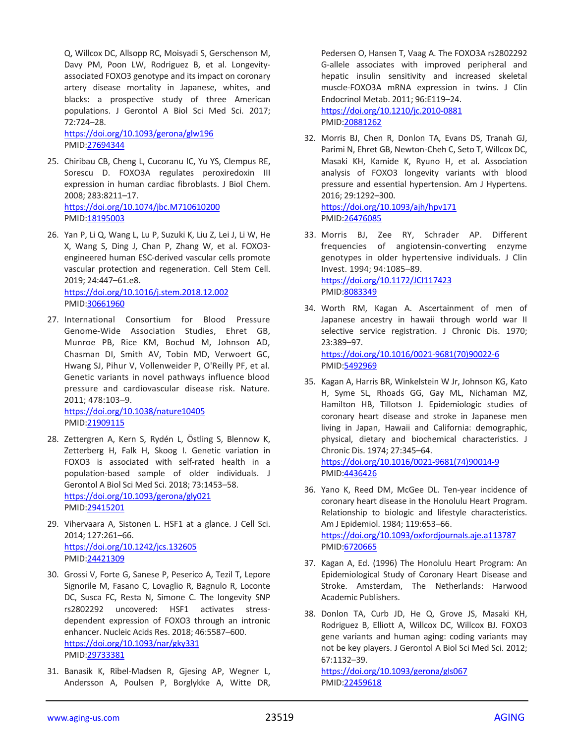Q, Willcox DC, Allsopp RC, Moisyadi S, Gerschenson M, Davy PM, Poon LW, Rodriguez B, et al. Longevity-associated FOXO3 genotype and its impact on coronary artery disease mortality in Japanese, whites, and blacks: a prospective study of three American populations. J Gerontol A Biol Sci Med Sci. 2017; 72:724–28.
https://doi.org/10.1093/gerona/glw196
PMID:27694344

25. Chiribau CB, Cheng L, Cucoranu IC, Yu YS, Clempus RE, Sorescu D. FOXO3A regulates peroxiredoxin III expression in human cardiac fibroblasts. J Biol Chem. 2008; 283:8211–17.
https://doi.org/10.1074/jbc.M710610200
PMID:18195003

26. Yan P, Li Q, Wang L, Lu P, Suzuki K, Liu Z, Lei J, Li W, He X, Wang S, Ding J, Chan P, Zhang W, et al. FOXO3-engineered human ESC-derived vascular cells promote vascular protection and regeneration. Cell Stem Cell. 2019; 24:447–61.e8.
https://doi.org/10.1016/j.stem.2018.12.002
PMID:30661960

27. International Consortium for Blood Pressure Genome-Wide Association Studies, Ehret GB, Munroe PB, Rice KM, Bochud M, Johnson AD, Chasman DI, Smith AV, Tobin MD, Verwoert GC, Hwang SJ, Pihur V, Vollenweider P, O'Reilly PF, et al. Genetic variants in novel pathways influence blood pressure and cardiovascular disease risk. Nature. 2011; 478:103–9.
https://doi.org/10.1038/nature10405
PMID:21909115

28. Zettergren A, Kern S, Rydén L, Östling S, Blennow K, Zetterberg H, Falk H, Skoog I. Genetic variation in FOXO3 is associated with self-rated health in a population-based sample of older individuals. J Gerontol A Biol Sci Med Sci. 2018; 73:1453–58.
https://doi.org/10.1093/gerona/gly021
PMID:29415201

29. Vihervaara A, Sistonen L. HSF1 at a glance. J Cell Sci. 2014; 127:261–66.
https://doi.org/10.1242/jcs.132605
PMID:24421309

30. Grossi V, Forte G, Sanese P, Peserico A, Tezil T, Lepore Signorile M, Fasano C, Lovaglio R, Bagnulo R, Loconte DC, Susca FC, Resta N, Simone C. The longevity SNP rs2802292 uncovered: HSF1 activates stress-dependent expression of FOXO3 through an intronic enhancer. Nucleic Acids Res. 2018; 46:5587–600.
https://doi.org/10.1093/nar/gky331
PMID:29733381

31. Banasik K, Ribel-Madsen R, Gjesing AP, Wegner L, Andersson A, Poulsen P, Borglykke A, Witte DR, Pedersen O, Hansen T, Vaag A. The FOXO3A rs2802292 G-allele associates with improved peripheral and hepatic insulin sensitivity and increased skeletal muscle-FOXO3A mRNA expression in twins. J Clin Endocrinol Metab. 2011; 96:E119–24.
https://doi.org/10.1210/jc.2010-0881
PMID:20881262

32. Morris BJ, Chen R, Donlon TA, Evans DS, Tranah GJ, Parimi N, Ehret GB, Newton-Cheh C, Seto T, Willcox DC, Masaki KH, Kamide K, Ryuno H, et al. Association analysis of FOXO3 longevity variants with blood pressure and essential hypertension. Am J Hypertens. 2016; 29:1292–300.
https://doi.org/10.1093/ajh/hpv171
PMID:26476085

33. Morris BJ, Zee RY, Schrader AP. Different frequencies of angiotensin-converting enzyme genotypes in older hypertensive individuals. J Clin Invest. 1994; 94:1085–89.
https://doi.org/10.1172/JCI117423
PMID:8083349

34. Worth RM, Kagan A. Ascertainment of men of Japanese ancestry in hawaii through world war II selective service registration. J Chronic Dis. 1970; 23:389–97.
https://doi.org/10.1016/0021-9681(70)90022-6
PMID:5492969

35. Kagan A, Harris BR, Winkelstein W Jr, Johnson KG, Kato H, Syme SL, Rhoads GG, Gay ML, Nichaman MZ, Hamilton HB, Tillotson J. Epidemiologic studies of coronary heart disease and stroke in Japanese men living in Japan, Hawaii and California: demographic, physical, dietary and biochemical characteristics. J Chronic Dis. 1974; 27:345–64.
https://doi.org/10.1016/0021-9681(74)90014-9
PMID:4436426

36. Yano K, Reed DM, McGee DL. Ten-year incidence of coronary heart disease in the Honolulu Heart Program. Relationship to biologic and lifestyle characteristics. Am J Epidemiol. 1984; 119:653–66.
https://doi.org/10.1093/oxfordjournals.aje.a113787
PMID:6720665

37. Kagan A, Ed. (1996) The Honolulu Heart Program: An Epidemiological Study of Coronary Heart Disease and Stroke. Amsterdam, The Netherlands: Harwood Academic Publishers.

38. Donlon TA, Curb JD, He Q, Grove JS, Masaki KH, Rodriguez B, Elliott A, Willcox DC, Willcox BJ. FOXO3 gene variants and human aging: coding variants may not be key players. J Gerontol A Biol Sci Med Sci. 2012; 67:1132–39.
https://doi.org/10.1093/gerona/gls067
PMID:22459618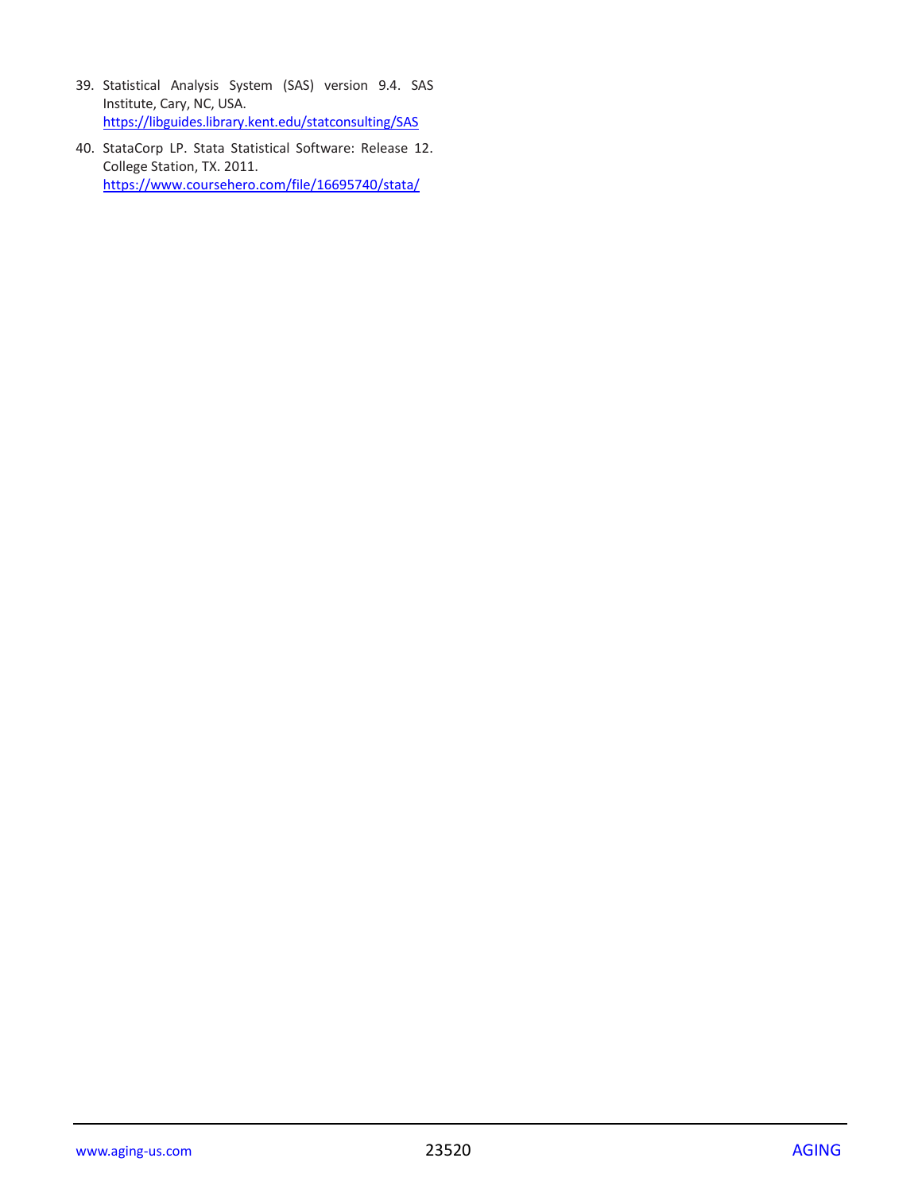39. Statistical Analysis System (SAS) version 9.4. SAS Institute, Cary, NC, USA. https://libguides.library.kent.edu/statconsulting/SAS

40. StataCorp LP. Stata Statistical Software: Release 12. College Station, TX. 2011. https://www.coursehero.com/file/16695740/stata/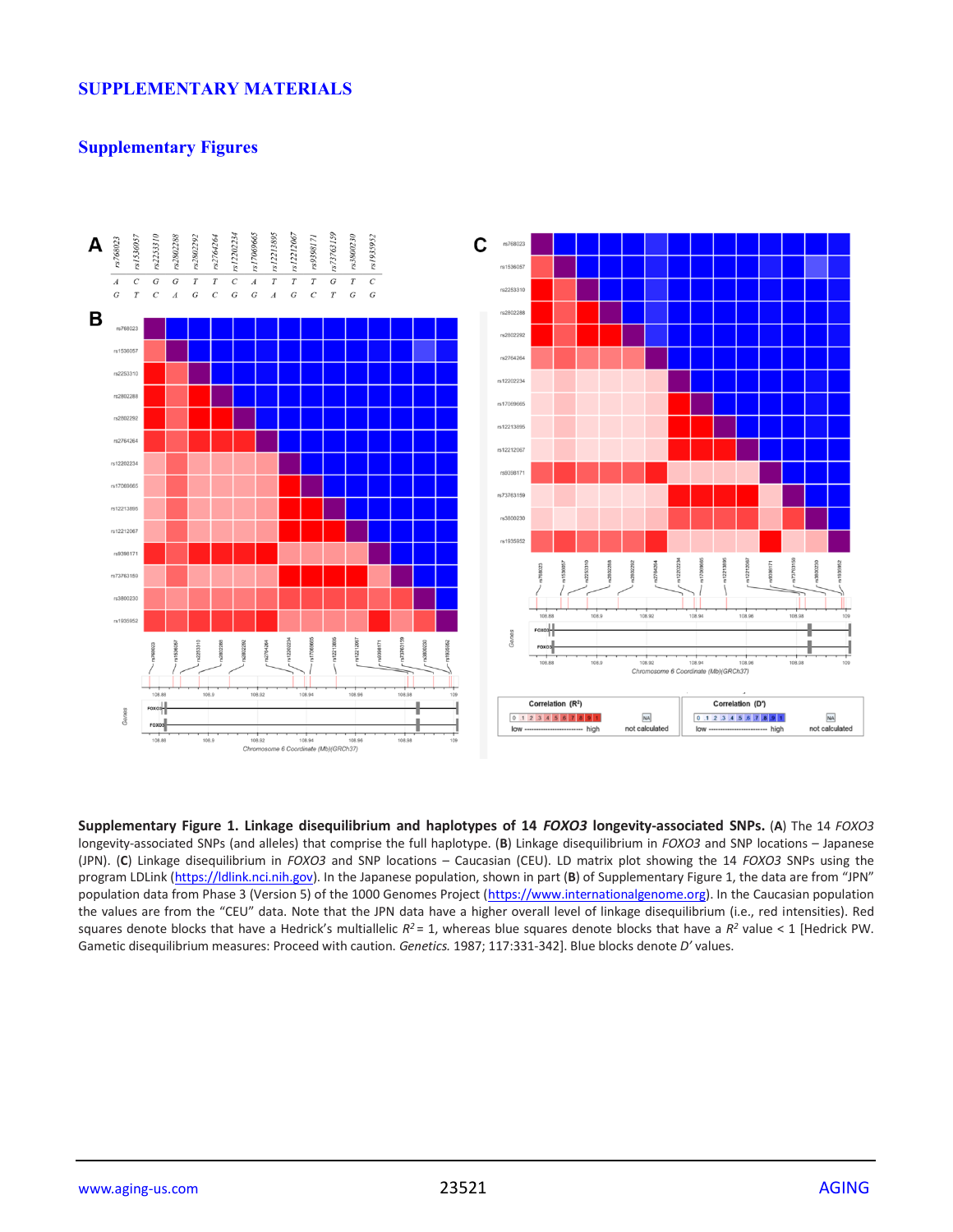# SUPPLEMENTARY MATERIALS

## Supplementary Figures

**Supplementary Figure 1. Linkage disequilibrium and haplotypes of 14 *FOXO3* longevity-associated SNPs.** (**A**) The 14 *FOXO3* longevity-associated SNPs (and alleles) that comprise the full haplotype. (**B**) Linkage disequilibrium in *FOXO3* and SNP locations – Japanese (JPN). (**C**) Linkage disequilibrium in *FOXO3* and SNP locations – Caucasian (CEU). LD matrix plot showing the 14 *FOXO3* SNPs using the program LDLink (https://ldlink.nci.nih.gov). In the Japanese population, shown in part (**B**) of Supplementary Figure 1, the data are from "JPN" population data from Phase 3 (Version 5) of the 1000 Genomes Project (https://www.internationalgenome.org). In the Caucasian population the values are from the "CEU" data. Note that the JPN data have a higher overall level of linkage disequilibrium (i.e., red intensities). Red squares denote blocks that have a Hedrick's multiallelic $R^2$ = 1, whereas blue squares denote blocks that have a $R^2$ value < 1 [Hedrick PW. Gametic disequilibrium measures: Proceed with caution. *Genetics.* 1987; 117:331-342]. Blue blocks denote *D'* values.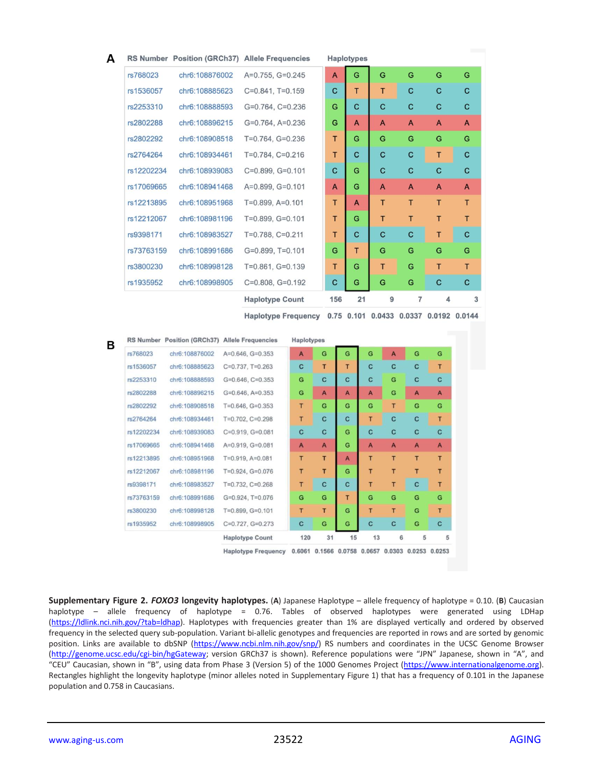**A**

| RS Number | Position (GRCh37) | Allele Frequencies | Haplotypes | | | | | |
|---|---|---|---|---|---|---|---|---|
| rs768023 | chr6:108876002 | A=0.755, G=0.245 | A | G | G | G | G | G |
| rs1536057 | chr6:108885623 | C=0.841, T=0.159 | C | T | T | C | C | C |
| rs2253310 | chr6:108888593 | G=0.764, C=0.236 | G | C | C | C | C | C |
| rs2802288 | chr6:108896215 | G=0.764, A=0.236 | G | A | A | A | A | A |
| rs2802292 | chr6:108908518 | T=0.764, G=0.236 | T | G | G | G | G | G |
| rs2764264 | chr6:108934461 | T=0.784, C=0.216 | T | C | C | C | T | C |
| rs12202234 | chr6:108939083 | C=0.899, G=0.101 | C | G | C | C | C | C |
| rs17069665 | chr6:108941468 | A=0.899, G=0.101 | A | G | A | A | A | A |
| rs12213895 | chr6:108951968 | T=0.899, A=0.101 | T | A | T | T | T | T |
| rs12212067 | chr6:108981196 | T=0.899, G=0.101 | T | G | T | T | T | T |
| rs9398171 | chr6:108983527 | T=0.788, C=0.211 | T | C | C | C | T | C |
| rs73763159 | chr6:108991686 | G=0.899, T=0.101 | G | T | G | G | G | G |
| rs3800230 | chr6:108998128 | T=0.861, G=0.139 | T | G | T | G | T | T |
| rs1935952 | chr6:108998905 | C=0.808, G=0.192 | C | G | G | G | C | C |
| | | Haplotype Count | 156 | 21 | 9 | 7 | 4 | 3 |
| | | Haplotype Frequency | 0.75 | 0.101 | 0.0433 | 0.0337 | 0.0192 | 0.0144 |

**B**

| RS Number | Position (GRCh37) | Allele Frequencies | Haplotypes | | | | | | |
|---|---|---|---|---|---|---|---|---|---|
| rs768023 | chr6:108876002 | A=0.646, G=0.353 | A | G | G | G | A | G | G |
| rs1536057 | chr6:108885623 | C=0.737, T=0.263 | C | T | T | C | C | C | T |
| rs2253310 | chr6:108888593 | G=0.646, C=0.353 | G | C | C | C | G | C | C |
| rs2802288 | chr6:108896215 | G=0.646, A=0.353 | G | A | A | A | G | A | A |
| rs2802292 | chr6:108908518 | T=0.646, G=0.353 | T | G | G | G | T | G | G |
| rs2764264 | chr6:108934461 | T=0.702, C=0.298 | T | C | C | T | C | C | T |
| rs12202234 | chr6:108939083 | C=0.919, G=0.081 | C | C | G | C | C | C | C |
| rs17069665 | chr6:108941468 | A=0.919, G=0.081 | A | A | G | A | A | A | A |
| rs12213895 | chr6:108951968 | T=0.919, A=0.081 | T | T | A | T | T | T | T |
| rs12212067 | chr6:108981196 | T=0.924, G=0.076 | T | T | G | T | T | T | T |
| rs9398171 | chr6:108983527 | T=0.732, C=0.268 | T | C | C | T | T | C | T |
| rs73763159 | chr6:108991686 | G=0.924, T=0.076 | G | G | T | G | G | G | G |
| rs3800230 | chr6:108998128 | T=0.899, G=0.101 | T | T | G | T | T | G | T |
| rs1935952 | chr6:108998905 | C=0.727, G=0.273 | C | G | G | C | C | G | C |
| | | Haplotype Count | 120 | 31 | 15 | 13 | 6 | 5 | 5 |
| | | Haplotype Frequency | 0.6061 | 0.1566 | 0.0758 | 0.0657 | 0.0303 | 0.0253 | 0.0253 |

**Supplementary Figure 2. *FOXO3* longevity haplotypes.** (**A**) Japanese Haplotype – allele frequency of haplotype = 0.10. (**B**) Caucasian haplotype – allele frequency of haplotype = 0.76. Tables of observed haplotypes were generated using LDHap (https://ldlink.nci.nih.gov/?tab=ldhap). Haplotypes with frequencies greater than 1% are displayed vertically and ordered by observed frequency in the selected query sub-population. Variant bi-allelic genotypes and frequencies are reported in rows and are sorted by genomic position. Links are available to dbSNP (https://www.ncbi.nlm.nih.gov/snp/) RS numbers and coordinates in the UCSC Genome Browser (http://genome.ucsc.edu/cgi-bin/hgGateway; version GRCh37 is shown). Reference populations were "JPN" Japanese, shown in "A", and "CEU" Caucasian, shown in "B", using data from Phase 3 (Version 5) of the 1000 Genomes Project (https://www.internationalgenome.org). Rectangles highlight the longevity haplotype (minor alleles noted in Supplementary Figure 1) that has a frequency of 0.101 in the Japanese population and 0.758 in Caucasians.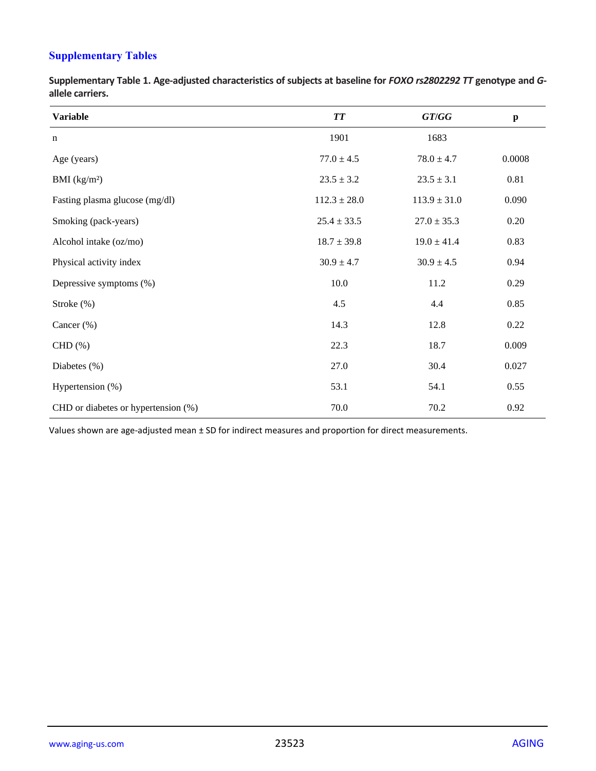## Supplementary Tables

**Supplementary Table 1. Age-adjusted characteristics of subjects at baseline for *FOXO rs2802292 TT* genotype and *G*-allele carriers.**

| Variable | *TT* | *GT/GG* | p |
|---|---|---|---|
| n | 1901 | 1683 | |
| Age (years) | 77.0 ± 4.5 | 78.0 ± 4.7 | 0.0008 |
| BMI (kg/m²) | 23.5 ± 3.2 | 23.5 ± 3.1 | 0.81 |
| Fasting plasma glucose (mg/dl) | 112.3 ± 28.0 | 113.9 ± 31.0 | 0.090 |
| Smoking (pack-years) | 25.4 ± 33.5 | 27.0 ± 35.3 | 0.20 |
| Alcohol intake (oz/mo) | 18.7 ± 39.8 | 19.0 ± 41.4 | 0.83 |
| Physical activity index | 30.9 ± 4.7 | 30.9 ± 4.5 | 0.94 |
| Depressive symptoms (%) | 10.0 | 11.2 | 0.29 |
| Stroke (%) | 4.5 | 4.4 | 0.85 |
| Cancer (%) | 14.3 | 12.8 | 0.22 |
| CHD (%) | 22.3 | 18.7 | 0.009 |
| Diabetes (%) | 27.0 | 30.4 | 0.027 |
| Hypertension (%) | 53.1 | 54.1 | 0.55 |
| CHD or diabetes or hypertension (%) | 70.0 | 70.2 | 0.92 |

Values shown are age-adjusted mean ± SD for indirect measures and proportion for direct measurements.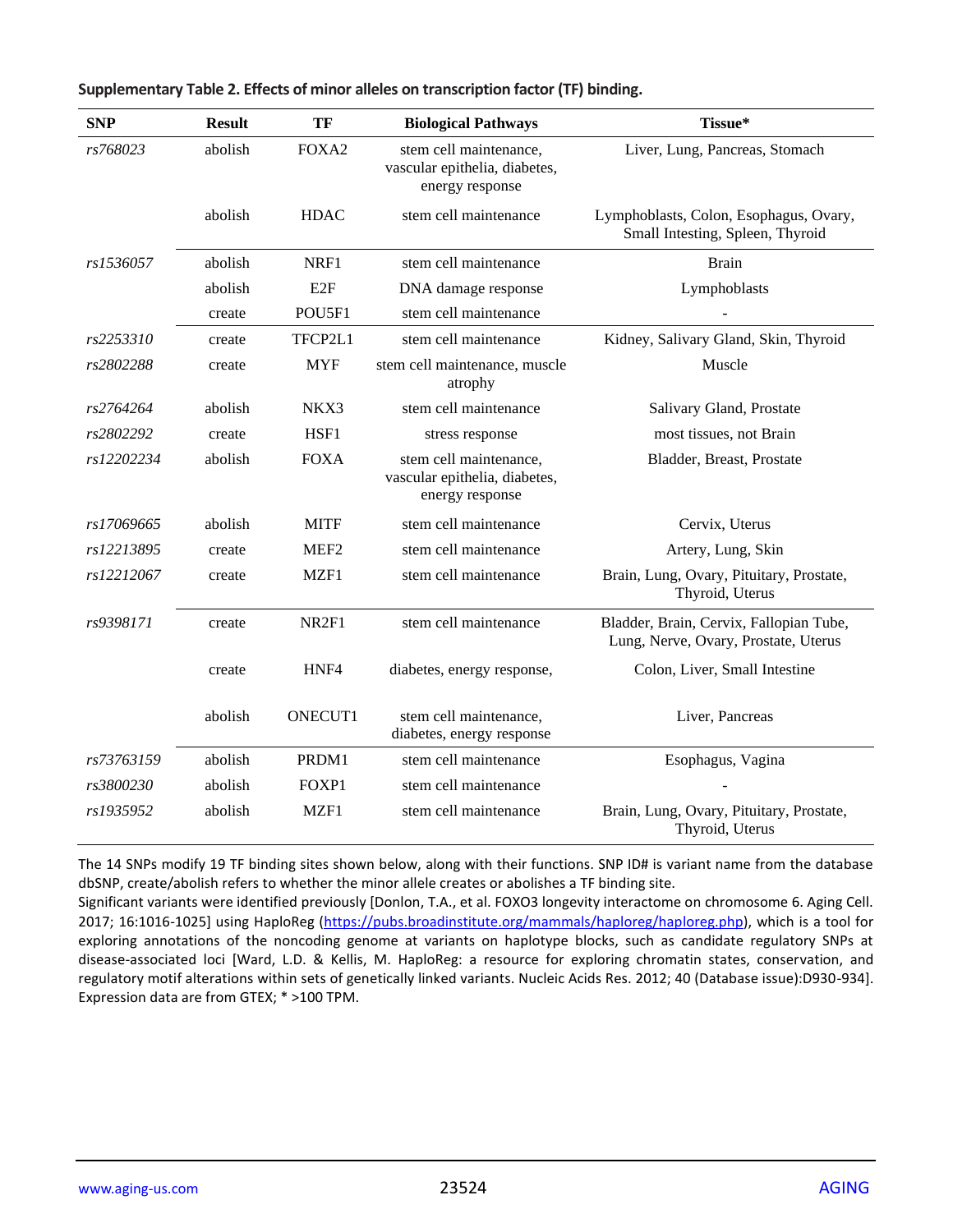**Supplementary Table 2. Effects of minor alleles on transcription factor (TF) binding.**

| SNP | Result | TF | Biological Pathways | Tissue* |
|---|---|---|---|---|
| *rs768023* | abolish | FOXA2 | stem cell maintenance, vascular epithelia, diabetes, energy response | Liver, Lung, Pancreas, Stomach |
| | abolish | HDAC | stem cell maintenance | Lymphoblasts, Colon, Esophagus, Ovary, Small Intesting, Spleen, Thyroid |
| *rs1536057* | abolish | NRF1 | stem cell maintenance | Brain |
| | abolish | E2F | DNA damage response | Lymphoblasts |
| | create | POU5F1 | stem cell maintenance | - |
| *rs2253310* | create | TFCP2L1 | stem cell maintenance | Kidney, Salivary Gland, Skin, Thyroid |
| *rs2802288* | create | MYF | stem cell maintenance, muscle atrophy | Muscle |
| *rs2764264* | abolish | NKX3 | stem cell maintenance | Salivary Gland, Prostate |
| *rs2802292* | create | HSF1 | stress response | most tissues, not Brain |
| *rs12202234* | abolish | FOXA | stem cell maintenance, vascular epithelia, diabetes, energy response | Bladder, Breast, Prostate |
| *rs17069665* | abolish | MITF | stem cell maintenance | Cervix, Uterus |
| *rs12213895* | create | MEF2 | stem cell maintenance | Artery, Lung, Skin |
| *rs12212067* | create | MZF1 | stem cell maintenance | Brain, Lung, Ovary, Pituitary, Prostate, Thyroid, Uterus |
| *rs9398171* | create | NR2F1 | stem cell maintenance | Bladder, Brain, Cervix, Fallopian Tube, Lung, Nerve, Ovary, Prostate, Uterus |
| | create | HNF4 | diabetes, energy response, | Colon, Liver, Small Intestine |
| | abolish | ONECUT1 | stem cell maintenance, diabetes, energy response | Liver, Pancreas |
| *rs73763159* | abolish | PRDM1 | stem cell maintenance | Esophagus, Vagina |
| *rs3800230* | abolish | FOXP1 | stem cell maintenance | - |
| *rs1935952* | abolish | MZF1 | stem cell maintenance | Brain, Lung, Ovary, Pituitary, Prostate, Thyroid, Uterus |

The 14 SNPs modify 19 TF binding sites shown below, along with their functions. SNP ID# is variant name from the database dbSNP, create/abolish refers to whether the minor allele creates or abolishes a TF binding site.
Significant variants were identified previously [Donlon, T.A., et al. FOXO3 longevity interactome on chromosome 6. Aging Cell. 2017; 16:1016-1025] using HaploReg (https://pubs.broadinstitute.org/mammals/haploreg/haploreg.php), which is a tool for exploring annotations of the noncoding genome at variants on haplotype blocks, such as candidate regulatory SNPs at disease-associated loci [Ward, L.D. & Kellis, M. HaploReg: a resource for exploring chromatin states, conservation, and regulatory motif alterations within sets of genetically linked variants. Nucleic Acids Res. 2012; 40 (Database issue):D930-934]. Expression data are from GTEX; * >100 TPM.